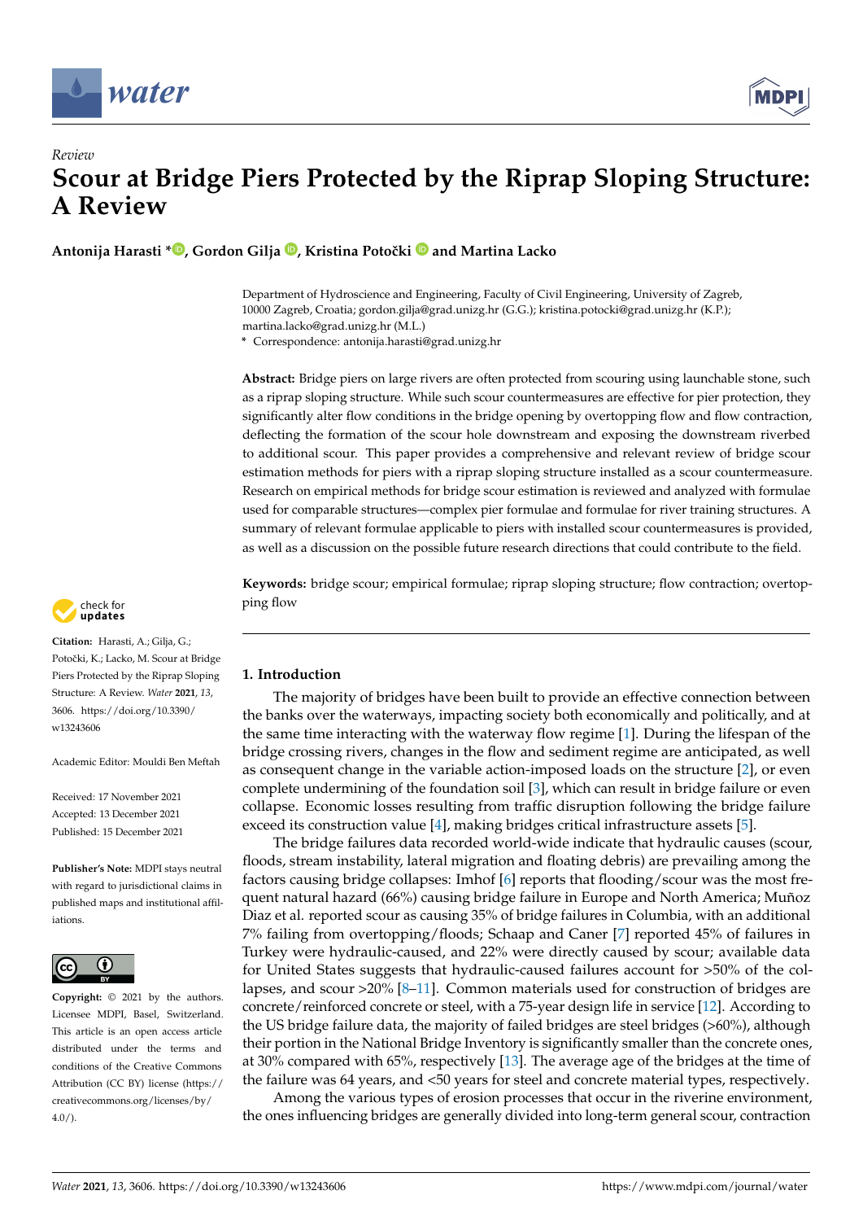*Review*

# Scour at Bridge Piers Protected by the Riprap Sloping Structure: A Review

**Antonija Harasti \*, Gordon Gilja, Kristina Potočki and Martina Lacko**

Department of Hydroscience and Engineering, Faculty of Civil Engineering, University of Zagreb, 10000 Zagreb, Croatia; gordon.gilja@grad.unizg.hr (G.G.); kristina.potocki@grad.unizg.hr (K.P.); martina.lacko@grad.unizg.hr (M.L.)
\* Correspondence: antonija.harasti@grad.unizg.hr

**Abstract:** Bridge piers on large rivers are often protected from scouring using launchable stone, such as a riprap sloping structure. While such scour countermeasures are effective for pier protection, they significantly alter flow conditions in the bridge opening by overtopping flow and flow contraction, deflecting the formation of the scour hole downstream and exposing the downstream riverbed to additional scour. This paper provides a comprehensive and relevant review of bridge scour estimation methods for piers with a riprap sloping structure installed as a scour countermeasure. Research on empirical methods for bridge scour estimation is reviewed and analyzed with formulae used for comparable structures—complex pier formulae and formulae for river training structures. A summary of relevant formulae applicable to piers with installed scour countermeasures is provided, as well as a discussion on the possible future research directions that could contribute to the field.

**Keywords:** bridge scour; empirical formulae; riprap sloping structure; flow contraction; overtopping flow

**Citation:** Harasti, A.; Gilja, G.; Potočki, K.; Lacko, M. Scour at Bridge Piers Protected by the Riprap Sloping Structure: A Review. *Water* **2021**, *13*, 3606. https://doi.org/10.3390/w13243606

Academic Editor: Mouldi Ben Meftah

Received: 17 November 2021
Accepted: 13 December 2021
Published: 15 December 2021

**Publisher's Note:** MDPI stays neutral with regard to jurisdictional claims in published maps and institutional affiliations.

**Copyright:** © 2021 by the authors. Licensee MDPI, Basel, Switzerland. This article is an open access article distributed under the terms and conditions of the Creative Commons Attribution (CC BY) license (https://creativecommons.org/licenses/by/4.0/).

## 1. Introduction

The majority of bridges have been built to provide an effective connection between the banks over the waterways, impacting society both economically and politically, and at the same time interacting with the waterway flow regime [1]. During the lifespan of the bridge crossing rivers, changes in the flow and sediment regime are anticipated, as well as consequent change in the variable action-imposed loads on the structure [2], or even complete undermining of the foundation soil [3], which can result in bridge failure or even collapse. Economic losses resulting from traffic disruption following the bridge failure exceed its construction value [4], making bridges critical infrastructure assets [5].

The bridge failures data recorded world-wide indicate that hydraulic causes (scour, floods, stream instability, lateral migration and floating debris) are prevailing among the factors causing bridge collapses: Imhof [6] reports that flooding/scour was the most frequent natural hazard (66%) causing bridge failure in Europe and North America; Muñoz Diaz et al. reported scour as causing 35% of bridge failures in Columbia, with an additional 7% failing from overtopping/floods; Schaap and Caner [7] reported 45% of failures in Turkey were hydraulic-caused, and 22% were directly caused by scour; available data for United States suggests that hydraulic-caused failures account for >50% of the collapses, and scour >20% [8–11]. Common materials used for construction of bridges are concrete/reinforced concrete or steel, with a 75-year design life in service [12]. According to the US bridge failure data, the majority of failed bridges are steel bridges (>60%), although their portion in the National Bridge Inventory is significantly smaller than the concrete ones, at 30% compared with 65%, respectively [13]. The average age of the bridges at the time of the failure was 64 years, and <50 years for steel and concrete material types, respectively.

Among the various types of erosion processes that occur in the riverine environment, the ones influencing bridges are generally divided into long-term general scour, contraction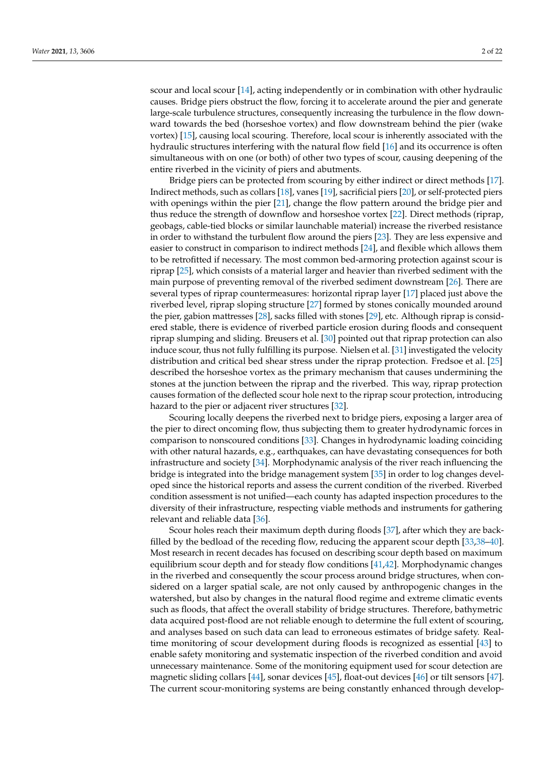scour and local scour [14], acting independently or in combination with other hydraulic causes. Bridge piers obstruct the flow, forcing it to accelerate around the pier and generate large-scale turbulence structures, consequently increasing the turbulence in the flow downward towards the bed (horseshoe vortex) and flow downstream behind the pier (wake vortex) [15], causing local scouring. Therefore, local scour is inherently associated with the hydraulic structures interfering with the natural flow field [16] and its occurrence is often simultaneous with on one (or both) of other two types of scour, causing deepening of the entire riverbed in the vicinity of piers and abutments.

Bridge piers can be protected from scouring by either indirect or direct methods [17]. Indirect methods, such as collars [18], vanes [19], sacrificial piers [20], or self-protected piers with openings within the pier [21], change the flow pattern around the bridge pier and thus reduce the strength of downflow and horseshoe vortex [22]. Direct methods (riprap, geobags, cable-tied blocks or similar launchable material) increase the riverbed resistance in order to withstand the turbulent flow around the piers [23]. They are less expensive and easier to construct in comparison to indirect methods [24], and flexible which allows them to be retrofitted if necessary. The most common bed-armoring protection against scour is riprap [25], which consists of a material larger and heavier than riverbed sediment with the main purpose of preventing removal of the riverbed sediment downstream [26]. There are several types of riprap countermeasures: horizontal riprap layer [17] placed just above the riverbed level, riprap sloping structure [27] formed by stones conically mounded around the pier, gabion mattresses [28], sacks filled with stones [29], etc. Although riprap is considered stable, there is evidence of riverbed particle erosion during floods and consequent riprap slumping and sliding. Breusers et al. [30] pointed out that riprap protection can also induce scour, thus not fully fulfilling its purpose. Nielsen et al. [31] investigated the velocity distribution and critical bed shear stress under the riprap protection. Fredsoe et al. [25] described the horseshoe vortex as the primary mechanism that causes undermining the stones at the junction between the riprap and the riverbed. This way, riprap protection causes formation of the deflected scour hole next to the riprap scour protection, introducing hazard to the pier or adjacent river structures [32].

Scouring locally deepens the riverbed next to bridge piers, exposing a larger area of the pier to direct oncoming flow, thus subjecting them to greater hydrodynamic forces in comparison to nonscoured conditions [33]. Changes in hydrodynamic loading coinciding with other natural hazards, e.g., earthquakes, can have devastating consequences for both infrastructure and society [34]. Morphodynamic analysis of the river reach influencing the bridge is integrated into the bridge management system [35] in order to log changes developed since the historical reports and assess the current condition of the riverbed. Riverbed condition assessment is not unified—each county has adapted inspection procedures to the diversity of their infrastructure, respecting viable methods and instruments for gathering relevant and reliable data [36].

Scour holes reach their maximum depth during floods [37], after which they are backfilled by the bedload of the receding flow, reducing the apparent scour depth [33,38–40]. Most research in recent decades has focused on describing scour depth based on maximum equilibrium scour depth and for steady flow conditions [41,42]. Morphodynamic changes in the riverbed and consequently the scour process around bridge structures, when considered on a larger spatial scale, are not only caused by anthropogenic changes in the watershed, but also by changes in the natural flood regime and extreme climatic events such as floods, that affect the overall stability of bridge structures. Therefore, bathymetric data acquired post-flood are not reliable enough to determine the full extent of scouring, and analyses based on such data can lead to erroneous estimates of bridge safety. Real-time monitoring of scour development during floods is recognized as essential [43] to enable safety monitoring and systematic inspection of the riverbed condition and avoid unnecessary maintenance. Some of the monitoring equipment used for scour detection are magnetic sliding collars [44], sonar devices [45], float-out devices [46] or tilt sensors [47]. The current scour-monitoring systems are being constantly enhanced through develop-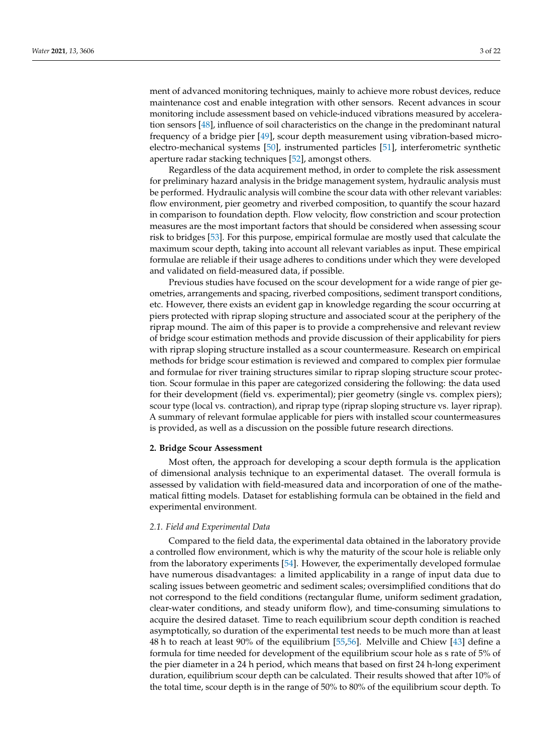ment of advanced monitoring techniques, mainly to achieve more robust devices, reduce maintenance cost and enable integration with other sensors. Recent advances in scour monitoring include assessment based on vehicle-induced vibrations measured by acceleration sensors [48], influence of soil characteristics on the change in the predominant natural frequency of a bridge pier [49], scour depth measurement using vibration-based micro-electro-mechanical systems [50], instrumented particles [51], interferometric synthetic aperture radar stacking techniques [52], amongst others.

Regardless of the data acquirement method, in order to complete the risk assessment for preliminary hazard analysis in the bridge management system, hydraulic analysis must be performed. Hydraulic analysis will combine the scour data with other relevant variables: flow environment, pier geometry and riverbed composition, to quantify the scour hazard in comparison to foundation depth. Flow velocity, flow constriction and scour protection measures are the most important factors that should be considered when assessing scour risk to bridges [53]. For this purpose, empirical formulae are mostly used that calculate the maximum scour depth, taking into account all relevant variables as input. These empirical formulae are reliable if their usage adheres to conditions under which they were developed and validated on field-measured data, if possible.

Previous studies have focused on the scour development for a wide range of pier geometries, arrangements and spacing, riverbed compositions, sediment transport conditions, etc. However, there exists an evident gap in knowledge regarding the scour occurring at piers protected with riprap sloping structure and associated scour at the periphery of the riprap mound. The aim of this paper is to provide a comprehensive and relevant review of bridge scour estimation methods and provide discussion of their applicability for piers with riprap sloping structure installed as a scour countermeasure. Research on empirical methods for bridge scour estimation is reviewed and compared to complex pier formulae and formulae for river training structures similar to riprap sloping structure scour protection. Scour formulae in this paper are categorized considering the following: the data used for their development (field vs. experimental); pier geometry (single vs. complex piers); scour type (local vs. contraction), and riprap type (riprap sloping structure vs. layer riprap). A summary of relevant formulae applicable for piers with installed scour countermeasures is provided, as well as a discussion on the possible future research directions.

## 2. Bridge Scour Assessment

Most often, the approach for developing a scour depth formula is the application of dimensional analysis technique to an experimental dataset. The overall formula is assessed by validation with field-measured data and incorporation of one of the mathematical fitting models. Dataset for establishing formula can be obtained in the field and experimental environment.

### *2.1. Field and Experimental Data*

Compared to the field data, the experimental data obtained in the laboratory provide a controlled flow environment, which is why the maturity of the scour hole is reliable only from the laboratory experiments [54]. However, the experimentally developed formulae have numerous disadvantages: a limited applicability in a range of input data due to scaling issues between geometric and sediment scales; oversimplified conditions that do not correspond to the field conditions (rectangular flume, uniform sediment gradation, clear-water conditions, and steady uniform flow), and time-consuming simulations to acquire the desired dataset. Time to reach equilibrium scour depth condition is reached asymptotically, so duration of the experimental test needs to be much more than at least 48 h to reach at least 90% of the equilibrium [55,56]. Melville and Chiew [43] define a formula for time needed for development of the equilibrium scour hole as s rate of 5% of the pier diameter in a 24 h period, which means that based on first 24 h-long experiment duration, equilibrium scour depth can be calculated. Their results showed that after 10% of the total time, scour depth is in the range of 50% to 80% of the equilibrium scour depth. To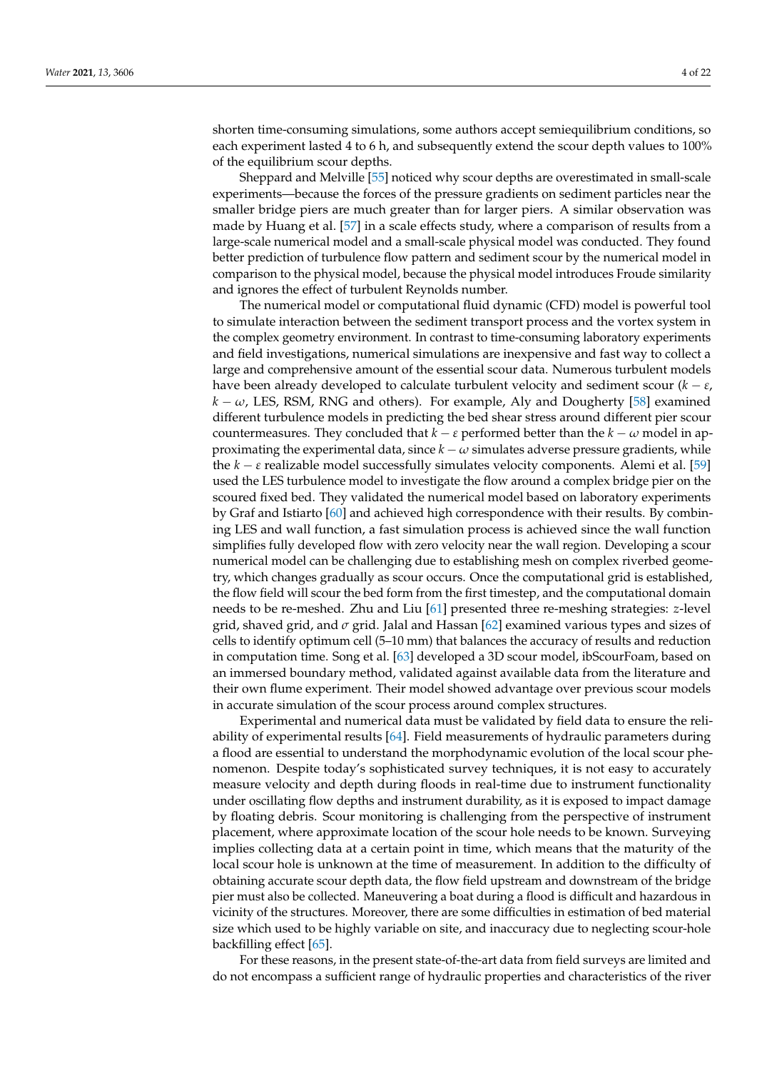shorten time-consuming simulations, some authors accept semiequilibrium conditions, so each experiment lasted 4 to 6 h, and subsequently extend the scour depth values to 100% of the equilibrium scour depths.

Sheppard and Melville [55] noticed why scour depths are overestimated in small-scale experiments—because the forces of the pressure gradients on sediment particles near the smaller bridge piers are much greater than for larger piers. A similar observation was made by Huang et al. [57] in a scale effects study, where a comparison of results from a large-scale numerical model and a small-scale physical model was conducted. They found better prediction of turbulence flow pattern and sediment scour by the numerical model in comparison to the physical model, because the physical model introduces Froude similarity and ignores the effect of turbulent Reynolds number.

The numerical model or computational fluid dynamic (CFD) model is powerful tool to simulate interaction between the sediment transport process and the vortex system in the complex geometry environment. In contrast to time-consuming laboratory experiments and field investigations, numerical simulations are inexpensive and fast way to collect a large and comprehensive amount of the essential scour data. Numerous turbulent models have been already developed to calculate turbulent velocity and sediment scour ($k - \varepsilon$, $k - \omega$, LES, RSM, RNG and others). For example, Aly and Dougherty [58] examined different turbulence models in predicting the bed shear stress around different pier scour countermeasures. They concluded that $k - \varepsilon$ performed better than the $k - \omega$ model in approximating the experimental data, since $k - \omega$ simulates adverse pressure gradients, while the $k - \varepsilon$ realizable model successfully simulates velocity components. Alemi et al. [59] used the LES turbulence model to investigate the flow around a complex bridge pier on the scoured fixed bed. They validated the numerical model based on laboratory experiments by Graf and Istiarto [60] and achieved high correspondence with their results. By combining LES and wall function, a fast simulation process is achieved since the wall function simplifies fully developed flow with zero velocity near the wall region. Developing a scour numerical model can be challenging due to establishing mesh on complex riverbed geometry, which changes gradually as scour occurs. Once the computational grid is established, the flow field will scour the bed form from the first timestep, and the computational domain needs to be re-meshed. Zhu and Liu [61] presented three re-meshing strategies: $z$-level grid, shaved grid, and $\sigma$ grid. Jalal and Hassan [62] examined various types and sizes of cells to identify optimum cell (5–10 mm) that balances the accuracy of results and reduction in computation time. Song et al. [63] developed a 3D scour model, ibScourFoam, based on an immersed boundary method, validated against available data from the literature and their own flume experiment. Their model showed advantage over previous scour models in accurate simulation of the scour process around complex structures.

Experimental and numerical data must be validated by field data to ensure the reliability of experimental results [64]. Field measurements of hydraulic parameters during a flood are essential to understand the morphodynamic evolution of the local scour phenomenon. Despite today's sophisticated survey techniques, it is not easy to accurately measure velocity and depth during floods in real-time due to instrument functionality under oscillating flow depths and instrument durability, as it is exposed to impact damage by floating debris. Scour monitoring is challenging from the perspective of instrument placement, where approximate location of the scour hole needs to be known. Surveying implies collecting data at a certain point in time, which means that the maturity of the local scour hole is unknown at the time of measurement. In addition to the difficulty of obtaining accurate scour depth data, the flow field upstream and downstream of the bridge pier must also be collected. Maneuvering a boat during a flood is difficult and hazardous in vicinity of the structures. Moreover, there are some difficulties in estimation of bed material size which used to be highly variable on site, and inaccuracy due to neglecting scour-hole backfilling effect [65].

For these reasons, in the present state-of-the-art data from field surveys are limited and do not encompass a sufficient range of hydraulic properties and characteristics of the river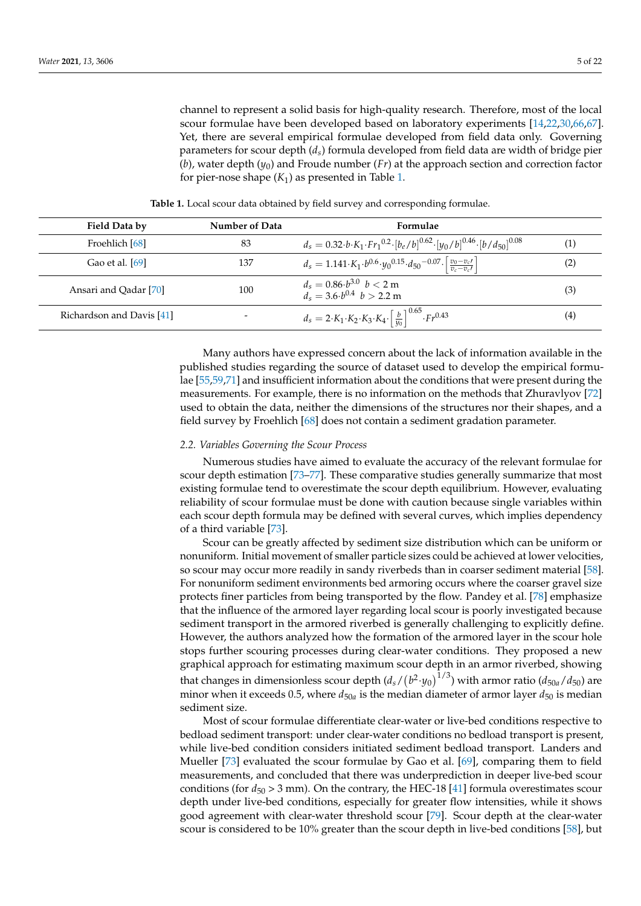channel to represent a solid basis for high-quality research. Therefore, most of the local scour formulae have been developed based on laboratory experiments [14,22,30,66,67]. Yet, there are several empirical formulae developed from field data only. Governing parameters for scour depth ($d_s$) formula developed from field data are width of bridge pier ($b$), water depth ($y_0$) and Froude number ($Fr$) at the approach section and correction factor for pier-nose shape ($K_1$) as presented in Table 1.

**Table 1.** Local scour data obtained by field survey and corresponding formulae.

| Field Data by | Number of Data | Formulae | |
|---|---|---|---|
| Froehlich [68] | 83 | $d_s = 0.32 \cdot b \cdot K_1 \cdot {Fr_1}^{0.2} \cdot [b_e/b]^{0.62} \cdot [y_0/b]^{0.46} \cdot [b/d_{50}]^{0.08}$ | (1) |
| Gao et al. [69] | 137 | $d_s = 1.141 \cdot K_1 \cdot b^{0.6} \cdot {y_0}^{0.15} \cdot {d_{50}}^{-0.07} \cdot \left[\frac{v_0 - v_c\prime}{v_c - v_c\prime}\right]$ | (2) |
| Ansari and Qadar [70] | 100 | $d_s = 0.86 \cdot b^{3.0} \;\; b < 2\text{ m}$ <br> $d_s = 3.6 \cdot b^{0.4} \;\; b > 2.2\text{ m}$ | (3) |
| Richardson and Davis [41] | - | $d_s = 2 \cdot K_1 \cdot K_2 \cdot K_3 \cdot K_4 \cdot \left[\frac{b}{y_0}\right]^{0.65} \cdot Fr^{0.43}$ | (4) |

Many authors have expressed concern about the lack of information available in the published studies regarding the source of dataset used to develop the empirical formulae [55,59,71] and insufficient information about the conditions that were present during the measurements. For example, there is no information on the methods that Zhuravlyov [72] used to obtain the data, neither the dimensions of the structures nor their shapes, and a field survey by Froehlich [68] does not contain a sediment gradation parameter.

### *2.2. Variables Governing the Scour Process*

Numerous studies have aimed to evaluate the accuracy of the relevant formulae for scour depth estimation [73–77]. These comparative studies generally summarize that most existing formulae tend to overestimate the scour depth equilibrium. However, evaluating reliability of scour formulae must be done with caution because single variables within each scour depth formula may be defined with several curves, which implies dependency of a third variable [73].

Scour can be greatly affected by sediment size distribution which can be uniform or nonuniform. Initial movement of smaller particle sizes could be achieved at lower velocities, so scour may occur more readily in sandy riverbeds than in coarser sediment material [58]. For nonuniform sediment environments bed armoring occurs where the coarser gravel size protects finer particles from being transported by the flow. Pandey et al. [78] emphasize that the influence of the armored layer regarding local scour is poorly investigated because sediment transport in the armored riverbed is generally challenging to explicitly define. However, the authors analyzed how the formation of the armored layer in the scour hole stops further scouring processes during clear-water conditions. They proposed a new graphical approach for estimating maximum scour depth in an armor riverbed, showing that changes in dimensionless scour depth ($d_s/(b^2 \cdot y_0)^{1/3}$) with armor ratio ($d_{50a}/d_{50}$) are minor when it exceeds 0.5, where $d_{50a}$ is the median diameter of armor layer $d_{50}$ is median sediment size.

Most of scour formulae differentiate clear-water or live-bed conditions respective to bedload sediment transport: under clear-water conditions no bedload transport is present, while live-bed condition considers initiated sediment bedload transport. Landers and Mueller [73] evaluated the scour formulae by Gao et al. [69], comparing them to field measurements, and concluded that there was underprediction in deeper live-bed scour conditions (for $d_{50} > 3$ mm). On the contrary, the HEC-18 [41] formula overestimates scour depth under live-bed conditions, especially for greater flow intensities, while it shows good agreement with clear-water threshold scour [79]. Scour depth at the clear-water scour is considered to be 10% greater than the scour depth in live-bed conditions [58], but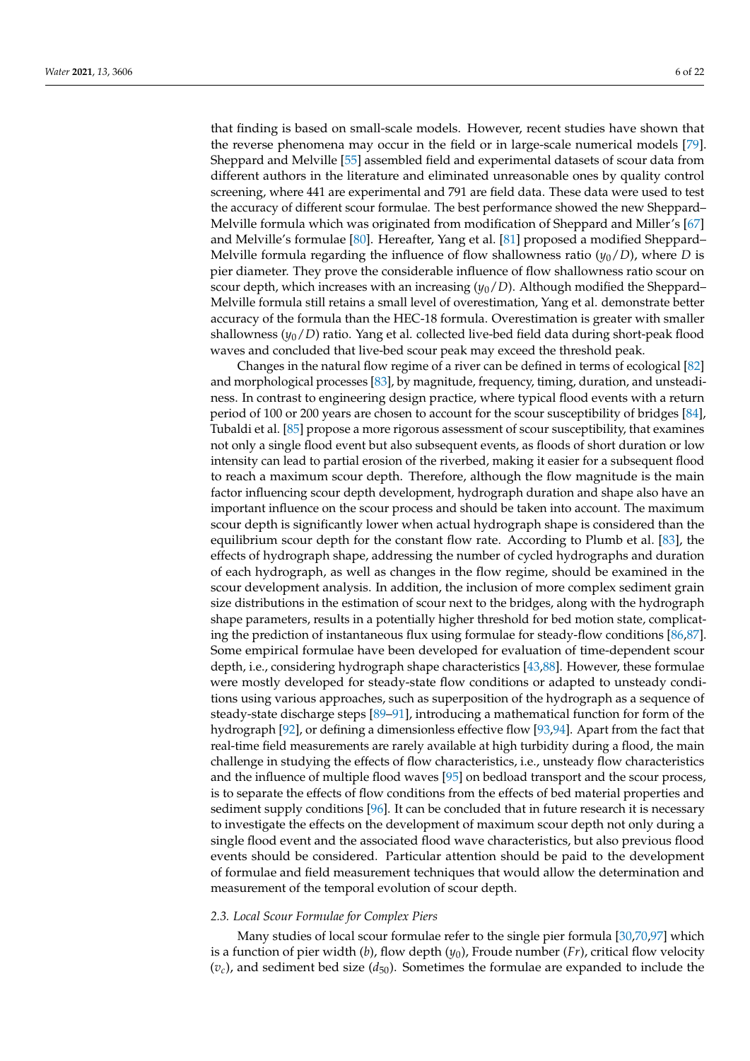that finding is based on small-scale models. However, recent studies have shown that the reverse phenomena may occur in the field or in large-scale numerical models [79]. Sheppard and Melville [55] assembled field and experimental datasets of scour data from different authors in the literature and eliminated unreasonable ones by quality control screening, where 441 are experimental and 791 are field data. These data were used to test the accuracy of different scour formulae. The best performance showed the new Sheppard–Melville formula which was originated from modification of Sheppard and Miller's [67] and Melville's formulae [80]. Hereafter, Yang et al. [81] proposed a modified Sheppard–Melville formula regarding the influence of flow shallowness ratio ($y_0/D$), where $D$ is pier diameter. They prove the considerable influence of flow shallowness ratio scour on scour depth, which increases with an increasing ($y_0/D$). Although modified the Sheppard–Melville formula still retains a small level of overestimation, Yang et al. demonstrate better accuracy of the formula than the HEC-18 formula. Overestimation is greater with smaller shallowness ($y_0/D$) ratio. Yang et al. collected live-bed field data during short-peak flood waves and concluded that live-bed scour peak may exceed the threshold peak.

Changes in the natural flow regime of a river can be defined in terms of ecological [82] and morphological processes [83], by magnitude, frequency, timing, duration, and unsteadiness. In contrast to engineering design practice, where typical flood events with a return period of 100 or 200 years are chosen to account for the scour susceptibility of bridges [84], Tubaldi et al. [85] propose a more rigorous assessment of scour susceptibility, that examines not only a single flood event but also subsequent events, as floods of short duration or low intensity can lead to partial erosion of the riverbed, making it easier for a subsequent flood to reach a maximum scour depth. Therefore, although the flow magnitude is the main factor influencing scour depth development, hydrograph duration and shape also have an important influence on the scour process and should be taken into account. The maximum scour depth is significantly lower when actual hydrograph shape is considered than the equilibrium scour depth for the constant flow rate. According to Plumb et al. [83], the effects of hydrograph shape, addressing the number of cycled hydrographs and duration of each hydrograph, as well as changes in the flow regime, should be examined in the scour development analysis. In addition, the inclusion of more complex sediment grain size distributions in the estimation of scour next to the bridges, along with the hydrograph shape parameters, results in a potentially higher threshold for bed motion state, complicating the prediction of instantaneous flux using formulae for steady-flow conditions [86,87]. Some empirical formulae have been developed for evaluation of time-dependent scour depth, i.e., considering hydrograph shape characteristics [43,88]. However, these formulae were mostly developed for steady-state flow conditions or adapted to unsteady conditions using various approaches, such as superposition of the hydrograph as a sequence of steady-state discharge steps [89–91], introducing a mathematical function for form of the hydrograph [92], or defining a dimensionless effective flow [93,94]. Apart from the fact that real-time field measurements are rarely available at high turbidity during a flood, the main challenge in studying the effects of flow characteristics, i.e., unsteady flow characteristics and the influence of multiple flood waves [95] on bedload transport and the scour process, is to separate the effects of flow conditions from the effects of bed material properties and sediment supply conditions [96]. It can be concluded that in future research it is necessary to investigate the effects on the development of maximum scour depth not only during a single flood event and the associated flood wave characteristics, but also previous flood events should be considered. Particular attention should be paid to the development of formulae and field measurement techniques that would allow the determination and measurement of the temporal evolution of scour depth.

### *2.3. Local Scour Formulae for Complex Piers*

Many studies of local scour formulae refer to the single pier formula [30,70,97] which is a function of pier width ($b$), flow depth ($y_0$), Froude number ($Fr$), critical flow velocity ($v_c$), and sediment bed size ($d_{50}$). Sometimes the formulae are expanded to include the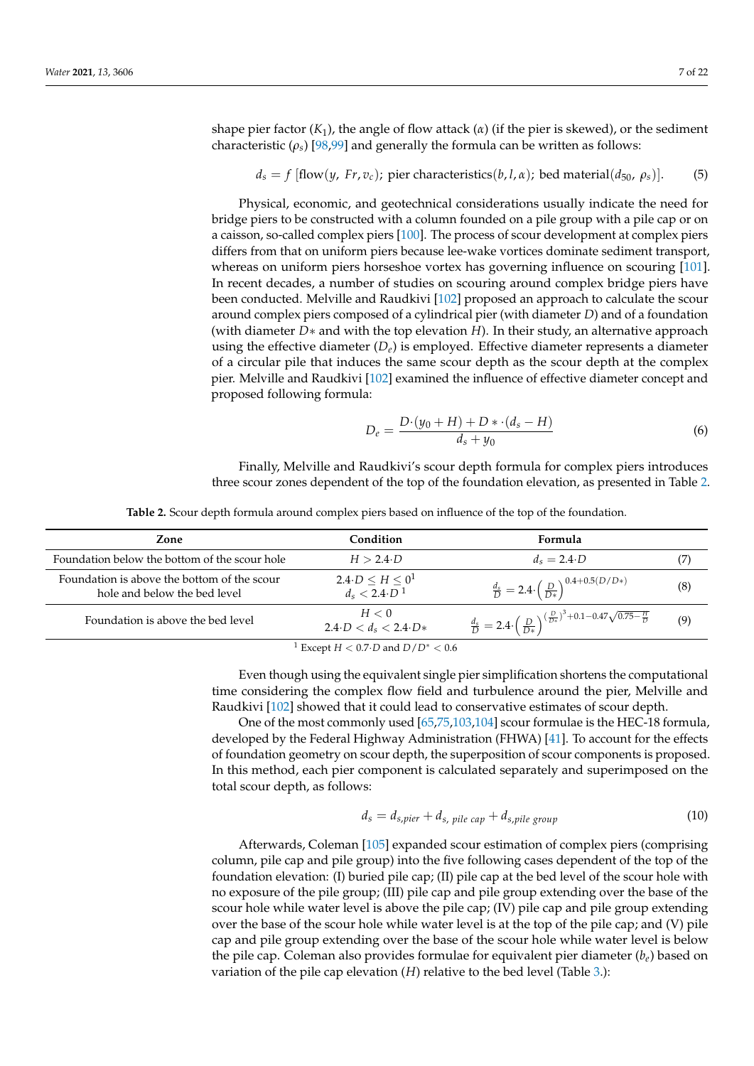shape pier factor ($K_1$), the angle of flow attack ($\alpha$) (if the pier is skewed), or the sediment characteristic ($\rho_s$) [98,99] and generally the formula can be written as follows:

$$d_s = f\ [\text{flow}(y,\ Fr, v_c);\ \text{pier characteristics}(b, l, \alpha);\ \text{bed material}(d_{50},\ \rho_s)]. \tag{5}$$

Physical, economic, and geotechnical considerations usually indicate the need for bridge piers to be constructed with a column founded on a pile group with a pile cap or on a caisson, so-called complex piers [100]. The process of scour development at complex piers differs from that on uniform piers because lee-wake vortices dominate sediment transport, whereas on uniform piers horseshoe vortex has governing influence on scouring [101]. In recent decades, a number of studies on scouring around complex bridge piers have been conducted. Melville and Raudkivi [102] proposed an approach to calculate the scour around complex piers composed of a cylindrical pier (with diameter $D$) and of a foundation (with diameter $D*$ and with the top elevation $H$). In their study, an alternative approach using the effective diameter ($D_e$) is employed. Effective diameter represents a diameter of a circular pile that induces the same scour depth as the scour depth at the complex pier. Melville and Raudkivi [102] examined the influence of effective diameter concept and proposed following formula:

$$D_e = \frac{D \cdot (y_0 + H) + D* \cdot (d_s - H)}{d_s + y_0} \tag{6}$$

Finally, Melville and Raudkivi's scour depth formula for complex piers introduces three scour zones dependent of the top of the foundation elevation, as presented in Table 2.

**Table 2.** Scour depth formula around complex piers based on influence of the top of the foundation.

| Zone | Condition | Formula | |
|---|---|---|---|
| Foundation below the bottom of the scour hole | $H > 2.4 \cdot D$ | $d_s = 2.4 \cdot D$ | (7) |
| Foundation is above the bottom of the scour hole and below the bed level | $2.4 \cdot D \leq H \leq 0$ [1] <br> $d_s < 2.4 \cdot D$ [1] | $\frac{d_s}{D} = 2.4 \cdot \left(\frac{D}{D*}\right)^{0.4+0.5(D/D*)}$ | (8) |
| Foundation is above the bed level | $H < 0$ <br> $2.4 \cdot D < d_s < 2.4 \cdot D*$ | $\frac{d_s}{D} = 2.4 \cdot \left(\frac{D}{D*}\right)^{\left(\frac{D}{D*}\right)^3 + 0.1 - 0.47\sqrt{0.75 - \frac{H}{D}}}$ | (9) |

[1] Except $H < 0.7 \cdot D$ and $D/D^* < 0.6$

Even though using the equivalent single pier simplification shortens the computational time considering the complex flow field and turbulence around the pier, Melville and Raudkivi [102] showed that it could lead to conservative estimates of scour depth.

One of the most commonly used [65,75,103,104] scour formulae is the HEC-18 formula, developed by the Federal Highway Administration (FHWA) [41]. To account for the effects of foundation geometry on scour depth, the superposition of scour components is proposed. In this method, each pier component is calculated separately and superimposed on the total scour depth, as follows:

$$d_s = d_{s,pier} + d_{s,\ pile\ cap} + d_{s,pile\ group} \tag{10}$$

Afterwards, Coleman [105] expanded scour estimation of complex piers (comprising column, pile cap and pile group) into the five following cases dependent of the top of the foundation elevation: (I) buried pile cap; (II) pile cap at the bed level of the scour hole with no exposure of the pile group; (III) pile cap and pile group extending over the base of the scour hole while water level is above the pile cap; (IV) pile cap and pile group extending over the base of the scour hole while water level is at the top of the pile cap; and (V) pile cap and pile group extending over the base of the scour hole while water level is below the pile cap. Coleman also provides formulae for equivalent pier diameter ($b_e$) based on variation of the pile cap elevation ($H$) relative to the bed level (Table 3.):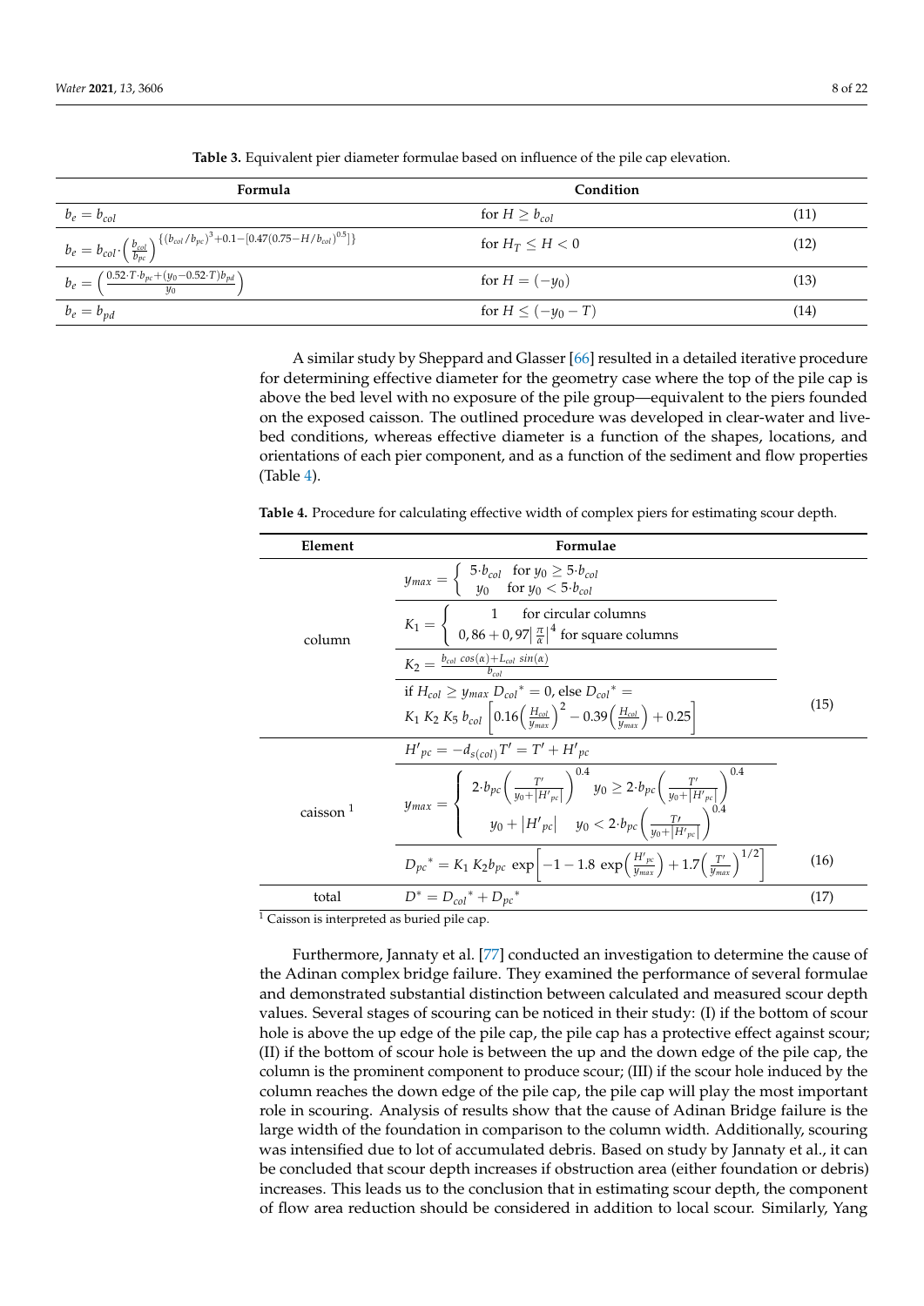**Table 3.** Equivalent pier diameter formulae based on influence of the pile cap elevation.

| Formula | Condition | |
|---|---|---|
| $b_e = b_{col}$ | for $H \geq b_{col}$ | (11) |
| $b_e = b_{col} \cdot \left(\frac{b_{col}}{b_{pc}}\right)^{\{(b_{col}/b_{pc})^3 + 0.1 - [0.47(0.75 - H/b_{col})^{0.5}]\}}$ | for $H_T \leq H < 0$ | (12) |
| $b_e = \left(\frac{0.52 \cdot T \cdot b_{pc} + (y_0 - 0.52 \cdot T) b_{pd}}{y_0}\right)$ | for $H = (-y_0)$ | (13) |
| $b_e = b_{pd}$ | for $H \leq (-y_0 - T)$ | (14) |

A similar study by Sheppard and Glasser [66] resulted in a detailed iterative procedure for determining effective diameter for the geometry case where the top of the pile cap is above the bed level with no exposure of the pile group—equivalent to the piers founded on the exposed caisson. The outlined procedure was developed in clear-water and live-bed conditions, whereas effective diameter is a function of the shapes, locations, and orientations of each pier component, and as a function of the sediment and flow properties (Table 4).

**Table 4.** Procedure for calculating effective width of complex piers for estimating scour depth.

| Element | Formulae | |
|---|---|---|
| column | $y_{max} = \begin{cases} 5 \cdot b_{col} & \text{for } y_0 \geq 5 \cdot b_{col} \\ y_0 & \text{for } y_0 < 5 \cdot b_{col} \end{cases}$ | |
| | $K_1 = \begin{cases} 1 & \text{for circular columns} \\ 0,86 + 0,97 \left\lvert \frac{\pi}{\alpha} \right\rvert^4 & \text{for square columns} \end{cases}$ | |
| | $K_2 = \frac{b_{col} \cos(\alpha) + L_{col} \sin(\alpha)}{b_{col}}$ | |
| | if $H_{col} \geq y_{max}$ $D_{col}{}^* = 0$, else $D_{col}{}^* = K_1 K_2 K_5 b_{col} \left[0.16\left(\frac{H_{col}}{y_{max}}\right)^2 - 0.39\left(\frac{H_{col}}{y_{max}}\right) + 0.25\right]$ | (15) |
| caisson [1] | $H'_{pc} = -d_{s(col)} T' = T' + H'_{pc}$ | |
| | $y_{max} = \begin{cases} 2 \cdot b_{pc} \left(\frac{T'}{y_0 + \lvert H'_{pc} \rvert}\right)^{0.4} & y_0 \geq 2 \cdot b_{pc} \left(\frac{T'}{y_0 + \lvert H'_{pc} \rvert}\right)^{0.4} \\ y_0 + \lvert H'_{pc} \rvert & y_0 < 2 \cdot b_{pc} \left(\frac{T'}{y_0 + \lvert H'_{pc} \rvert}\right)^{0.4} \end{cases}$ | |
| | $D_{pc}{}^* = K_1 K_2 b_{pc} \exp\left[-1 - 1.8 \exp\left(\frac{H'_{pc}}{y_{max}}\right) + 1.7\left(\frac{T'}{y_{max}}\right)^{1/2}\right]$ | (16) |
| total | $D^* = D_{col}{}^* + D_{pc}{}^*$ | (17) |

[1] Caisson is interpreted as buried pile cap.

Furthermore, Jannaty et al. [77] conducted an investigation to determine the cause of the Adinan complex bridge failure. They examined the performance of several formulae and demonstrated substantial distinction between calculated and measured scour depth values. Several stages of scouring can be noticed in their study: (I) if the bottom of scour hole is above the up edge of the pile cap, the pile cap has a protective effect against scour; (II) if the bottom of scour hole is between the up and the down edge of the pile cap, the column is the prominent component to produce scour; (III) if the scour hole induced by the column reaches the down edge of the pile cap, the pile cap will play the most important role in scouring. Analysis of results show that the cause of Adinan Bridge failure is the large width of the foundation in comparison to the column width. Additionally, scouring was intensified due to lot of accumulated debris. Based on study by Jannaty et al., it can be concluded that scour depth increases if obstruction area (either foundation or debris) increases. This leads us to the conclusion that in estimating scour depth, the component of flow area reduction should be considered in addition to local scour. Similarly, Yang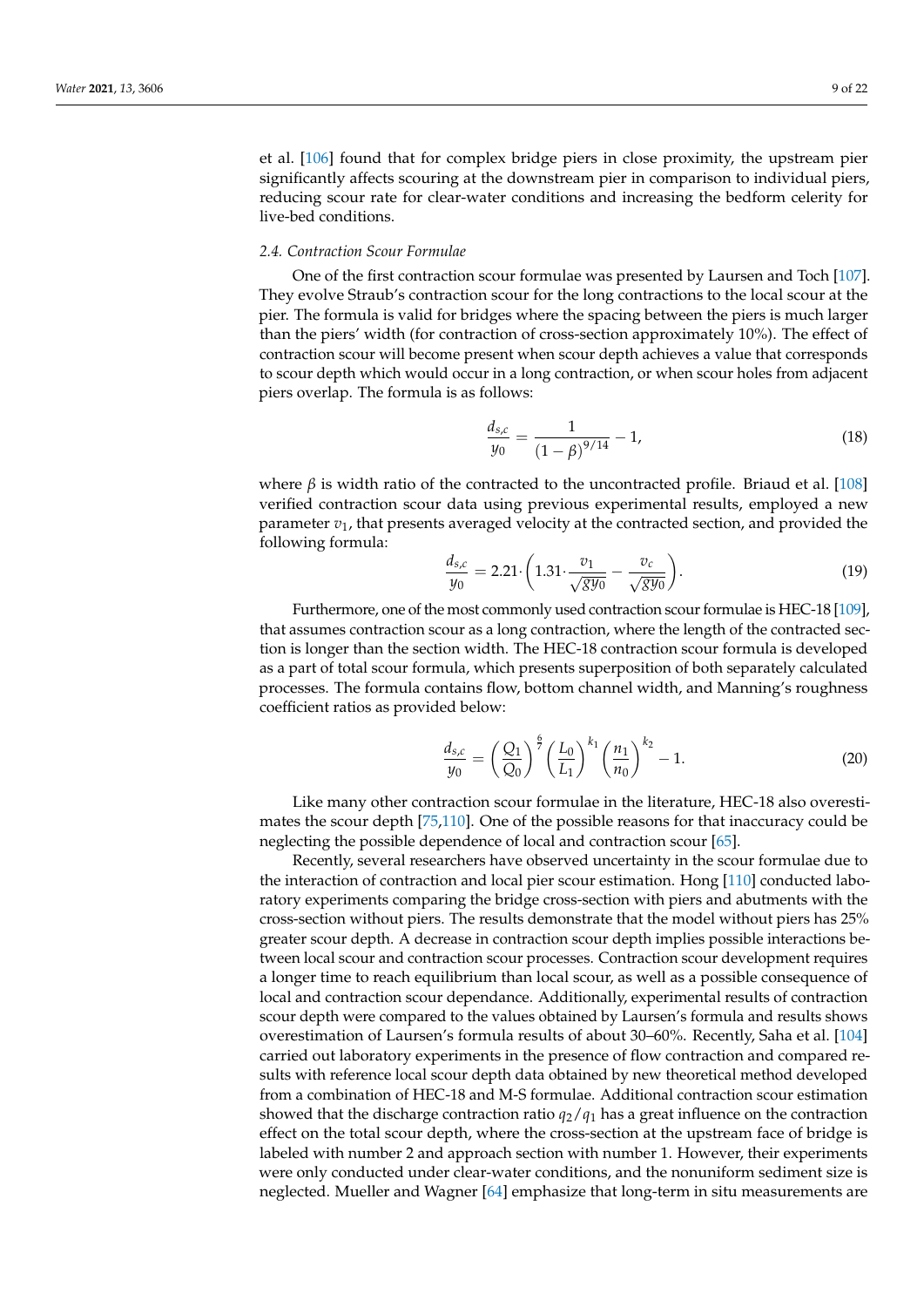et al. [106] found that for complex bridge piers in close proximity, the upstream pier significantly affects scouring at the downstream pier in comparison to individual piers, reducing scour rate for clear-water conditions and increasing the bedform celerity for live-bed conditions.

### *2.4. Contraction Scour Formulae*

One of the first contraction scour formulae was presented by Laursen and Toch [107]. They evolve Straub's contraction scour for the long contractions to the local scour at the pier. The formula is valid for bridges where the spacing between the piers is much larger than the piers' width (for contraction of cross-section approximately 10%). The effect of contraction scour will become present when scour depth achieves a value that corresponds to scour depth which would occur in a long contraction, or when scour holes from adjacent piers overlap. The formula is as follows:

$$\frac{d_{s,c}}{y_0} = \frac{1}{(1-\beta)^{9/14}} - 1, \tag{18}$$

where $\beta$ is width ratio of the contracted to the uncontracted profile. Briaud et al. [108] verified contraction scour data using previous experimental results, employed a new parameter $v_1$, that presents averaged velocity at the contracted section, and provided the following formula:

$$\frac{d_{s,c}}{y_0} = 2.21 \cdot \left(1.31 \cdot \frac{v_1}{\sqrt{g y_0}} - \frac{v_c}{\sqrt{g y_0}}\right). \tag{19}$$

Furthermore, one of the most commonly used contraction scour formulae is HEC-18 [109], that assumes contraction scour as a long contraction, where the length of the contracted section is longer than the section width. The HEC-18 contraction scour formula is developed as a part of total scour formula, which presents superposition of both separately calculated processes. The formula contains flow, bottom channel width, and Manning's roughness coefficient ratios as provided below:

$$\frac{d_{s,c}}{y_0} = \left(\frac{Q_1}{Q_0}\right)^{\frac{6}{7}} \left(\frac{L_0}{L_1}\right)^{k_1} \left(\frac{n_1}{n_0}\right)^{k_2} - 1. \tag{20}$$

Like many other contraction scour formulae in the literature, HEC-18 also overestimates the scour depth [75,110]. One of the possible reasons for that inaccuracy could be neglecting the possible dependence of local and contraction scour [65].

Recently, several researchers have observed uncertainty in the scour formulae due to the interaction of contraction and local pier scour estimation. Hong [110] conducted laboratory experiments comparing the bridge cross-section with piers and abutments with the cross-section without piers. The results demonstrate that the model without piers has 25% greater scour depth. A decrease in contraction scour depth implies possible interactions between local scour and contraction scour processes. Contraction scour development requires a longer time to reach equilibrium than local scour, as well as a possible consequence of local and contraction scour dependance. Additionally, experimental results of contraction scour depth were compared to the values obtained by Laursen's formula and results shows overestimation of Laursen's formula results of about 30–60%. Recently, Saha et al. [104] carried out laboratory experiments in the presence of flow contraction and compared results with reference local scour depth data obtained by new theoretical method developed from a combination of HEC-18 and M-S formulae. Additional contraction scour estimation showed that the discharge contraction ratio $q_2/q_1$ has a great influence on the contraction effect on the total scour depth, where the cross-section at the upstream face of bridge is labeled with number 2 and approach section with number 1. However, their experiments were only conducted under clear-water conditions, and the nonuniform sediment size is neglected. Mueller and Wagner [64] emphasize that long-term in situ measurements are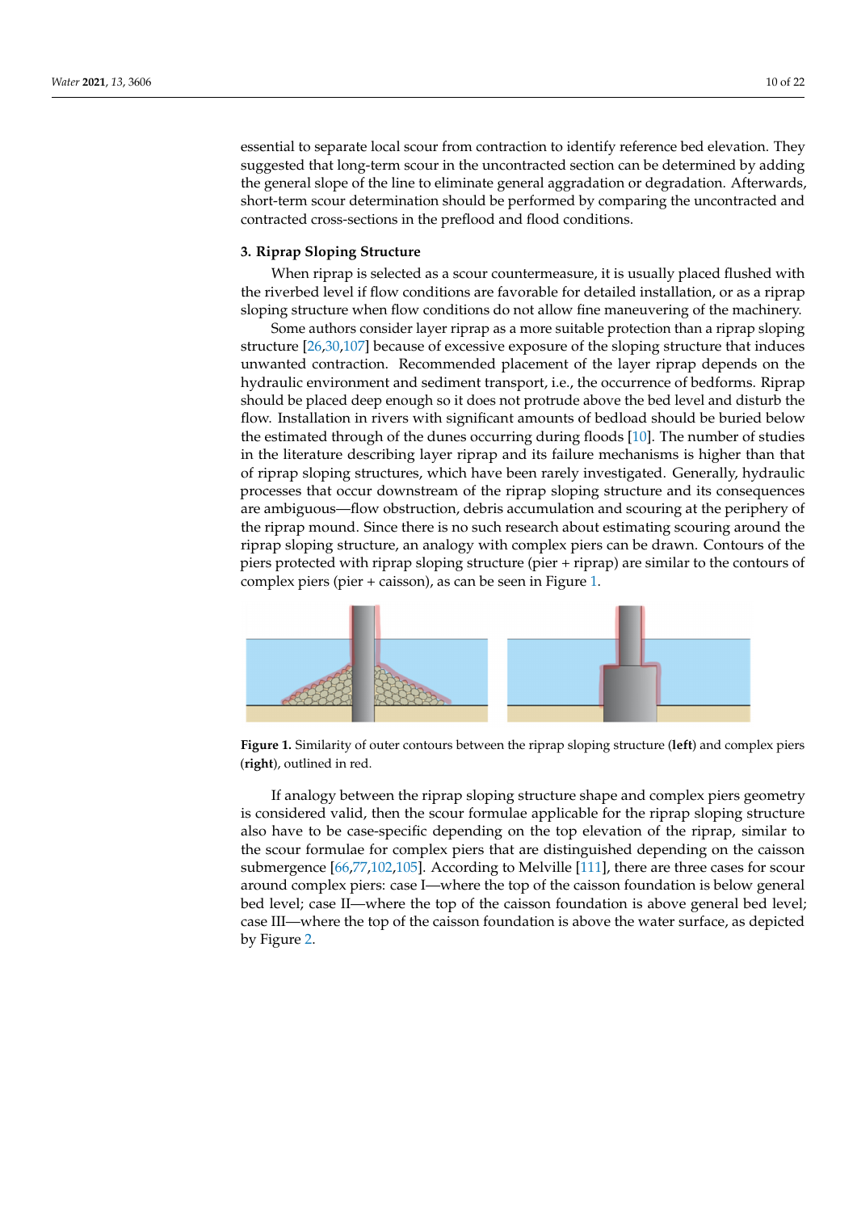essential to separate local scour from contraction to identify reference bed elevation. They suggested that long-term scour in the uncontracted section can be determined by adding the general slope of the line to eliminate general aggradation or degradation. Afterwards, short-term scour determination should be performed by comparing the uncontracted and contracted cross-sections in the preflood and flood conditions.

## 3. Riprap Sloping Structure

When riprap is selected as a scour countermeasure, it is usually placed flushed with the riverbed level if flow conditions are favorable for detailed installation, or as a riprap sloping structure when flow conditions do not allow fine maneuvering of the machinery.

Some authors consider layer riprap as a more suitable protection than a riprap sloping structure [26,30,107] because of excessive exposure of the sloping structure that induces unwanted contraction. Recommended placement of the layer riprap depends on the hydraulic environment and sediment transport, i.e., the occurrence of bedforms. Riprap should be placed deep enough so it does not protrude above the bed level and disturb the flow. Installation in rivers with significant amounts of bedload should be buried below the estimated through of the dunes occurring during floods [10]. The number of studies in the literature describing layer riprap and its failure mechanisms is higher than that of riprap sloping structures, which have been rarely investigated. Generally, hydraulic processes that occur downstream of the riprap sloping structure and its consequences are ambiguous—flow obstruction, debris accumulation and scouring at the periphery of the riprap mound. Since there is no such research about estimating scouring around the riprap sloping structure, an analogy with complex piers can be drawn. Contours of the piers protected with riprap sloping structure (pier + riprap) are similar to the contours of complex piers (pier + caisson), as can be seen in Figure 1.

**Figure 1.** Similarity of outer contours between the riprap sloping structure (**left**) and complex piers (**right**), outlined in red.

If analogy between the riprap sloping structure shape and complex piers geometry is considered valid, then the scour formulae applicable for the riprap sloping structure also have to be case-specific depending on the top elevation of the riprap, similar to the scour formulae for complex piers that are distinguished depending on the caisson submergence [66,77,102,105]. According to Melville [111], there are three cases for scour around complex piers: case I—where the top of the caisson foundation is below general bed level; case II—where the top of the caisson foundation is above general bed level; case III—where the top of the caisson foundation is above the water surface, as depicted by Figure 2.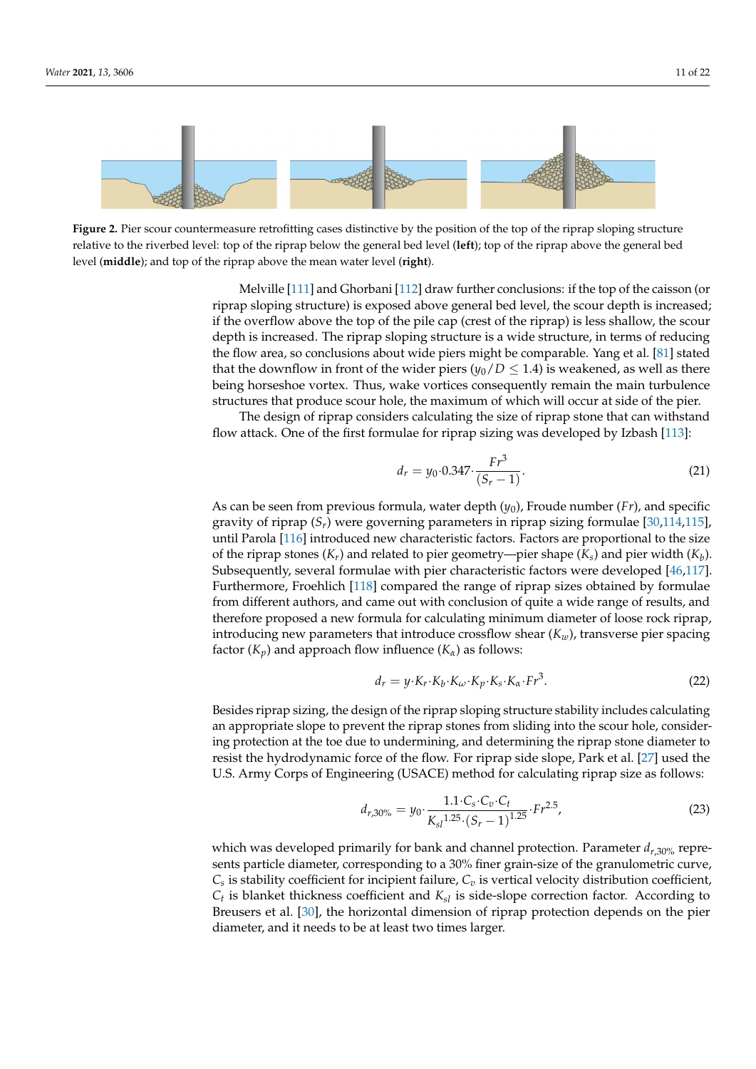**Figure 2.** Pier scour countermeasure retrofitting cases distinctive by the position of the top of the riprap sloping structure relative to the riverbed level: top of the riprap below the general bed level (**left**); top of the riprap above the general bed level (**middle**); and top of the riprap above the mean water level (**right**).

Melville [111] and Ghorbani [112] draw further conclusions: if the top of the caisson (or riprap sloping structure) is exposed above general bed level, the scour depth is increased; if the overflow above the top of the pile cap (crest of the riprap) is less shallow, the scour depth is increased. The riprap sloping structure is a wide structure, in terms of reducing the flow area, so conclusions about wide piers might be comparable. Yang et al. [81] stated that the downflow in front of the wider piers ($y_0/D \leq 1.4$) is weakened, as well as there being horseshoe vortex. Thus, wake vortices consequently remain the main turbulence structures that produce scour hole, the maximum of which will occur at side of the pier.

The design of riprap considers calculating the size of riprap stone that can withstand flow attack. One of the first formulae for riprap sizing was developed by Izbash [113]:

$$d_r = y_0 \cdot 0.347 \cdot \frac{Fr^3}{(S_r - 1)}. \tag{21}$$

As can be seen from previous formula, water depth ($y_0$), Froude number ($Fr$), and specific gravity of riprap ($S_r$) were governing parameters in riprap sizing formulae [30,114,115], until Parola [116] introduced new characteristic factors. Factors are proportional to the size of the riprap stones ($K_r$) and related to pier geometry—pier shape ($K_s$) and pier width ($K_b$). Subsequently, several formulae with pier characteristic factors were developed [46,117]. Furthermore, Froehlich [118] compared the range of riprap sizes obtained by formulae from different authors, and came out with conclusion of quite a wide range of results, and therefore proposed a new formula for calculating minimum diameter of loose rock riprap, introducing new parameters that introduce crossflow shear ($K_w$), transverse pier spacing factor ($K_p$) and approach flow influence ($K_\alpha$) as follows:

$$d_r = y \cdot K_r \cdot K_b \cdot K_\omega \cdot K_p \cdot K_s \cdot K_\alpha \cdot Fr^3. \tag{22}$$

Besides riprap sizing, the design of the riprap sloping structure stability includes calculating an appropriate slope to prevent the riprap stones from sliding into the scour hole, considering protection at the toe due to undermining, and determining the riprap stone diameter to resist the hydrodynamic force of the flow. For riprap side slope, Park et al. [27] used the U.S. Army Corps of Engineering (USACE) method for calculating riprap size as follows:

$$d_{r,30\%} = y_0 \cdot \frac{1.1 \cdot C_s \cdot C_v \cdot C_t}{{K_{sl}}^{1.25} \cdot (S_r - 1)^{1.25}} \cdot Fr^{2.5}, \tag{23}$$

which was developed primarily for bank and channel protection. Parameter $d_{r,30\%}$ represents particle diameter, corresponding to a 30% finer grain-size of the granulometric curve, $C_s$ is stability coefficient for incipient failure, $C_v$ is vertical velocity distribution coefficient, $C_t$ is blanket thickness coefficient and $K_{sl}$ is side-slope correction factor. According to Breusers et al. [30], the horizontal dimension of riprap protection depends on the pier diameter, and it needs to be at least two times larger.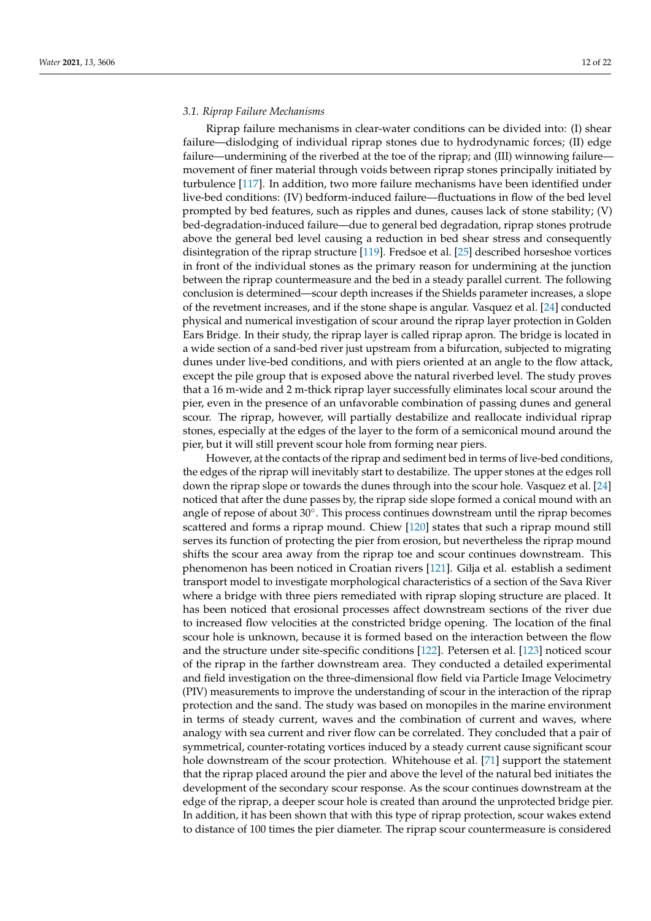### 3.1. Riprap Failure Mechanisms

Riprap failure mechanisms in clear-water conditions can be divided into: (I) shear failure—dislodging of individual riprap stones due to hydrodynamic forces; (II) edge failure—undermining of the riverbed at the toe of the riprap; and (III) winnowing failure—movement of finer material through voids between riprap stones principally initiated by turbulence [117]. In addition, two more failure mechanisms have been identified under live-bed conditions: (IV) bedform-induced failure—fluctuations in flow of the bed level prompted by bed features, such as ripples and dunes, causes lack of stone stability; (V) bed-degradation-induced failure—due to general bed degradation, riprap stones protrude above the general bed level causing a reduction in bed shear stress and consequently disintegration of the riprap structure [119]. Fredsoe et al. [25] described horseshoe vortices in front of the individual stones as the primary reason for undermining at the junction between the riprap countermeasure and the bed in a steady parallel current. The following conclusion is determined—scour depth increases if the Shields parameter increases, a slope of the revetment increases, and if the stone shape is angular. Vasquez et al. [24] conducted physical and numerical investigation of scour around the riprap layer protection in Golden Ears Bridge. In their study, the riprap layer is called riprap apron. The bridge is located in a wide section of a sand-bed river just upstream from a bifurcation, subjected to migrating dunes under live-bed conditions, and with piers oriented at an angle to the flow attack, except the pile group that is exposed above the natural riverbed level. The study proves that a 16 m-wide and 2 m-thick riprap layer successfully eliminates local scour around the pier, even in the presence of an unfavorable combination of passing dunes and general scour. The riprap, however, will partially destabilize and reallocate individual riprap stones, especially at the edges of the layer to the form of a semiconical mound around the pier, but it will still prevent scour hole from forming near piers.

However, at the contacts of the riprap and sediment bed in terms of live-bed conditions, the edges of the riprap will inevitably start to destabilize. The upper stones at the edges roll down the riprap slope or towards the dunes through into the scour hole. Vasquez et al. [24] noticed that after the dune passes by, the riprap side slope formed a conical mound with an angle of repose of about 30°. This process continues downstream until the riprap becomes scattered and forms a riprap mound. Chiew [120] states that such a riprap mound still serves its function of protecting the pier from erosion, but nevertheless the riprap mound shifts the scour area away from the riprap toe and scour continues downstream. This phenomenon has been noticed in Croatian rivers [121]. Gilja et al. establish a sediment transport model to investigate morphological characteristics of a section of the Sava River where a bridge with three piers remediated with riprap sloping structure are placed. It has been noticed that erosional processes affect downstream sections of the river due to increased flow velocities at the constricted bridge opening. The location of the final scour hole is unknown, because it is formed based on the interaction between the flow and the structure under site-specific conditions [122]. Petersen et al. [123] noticed scour of the riprap in the farther downstream area. They conducted a detailed experimental and field investigation on the three-dimensional flow field via Particle Image Velocimetry (PIV) measurements to improve the understanding of scour in the interaction of the riprap protection and the sand. The study was based on monopiles in the marine environment in terms of steady current, waves and the combination of current and waves, where analogy with sea current and river flow can be correlated. They concluded that a pair of symmetrical, counter-rotating vortices induced by a steady current cause significant scour hole downstream of the scour protection. Whitehouse et al. [71] support the statement that the riprap placed around the pier and above the level of the natural bed initiates the development of the secondary scour response. As the scour continues downstream at the edge of the riprap, a deeper scour hole is created than around the unprotected bridge pier. In addition, it has been shown that with this type of riprap protection, scour wakes extend to distance of 100 times the pier diameter. The riprap scour countermeasure is considered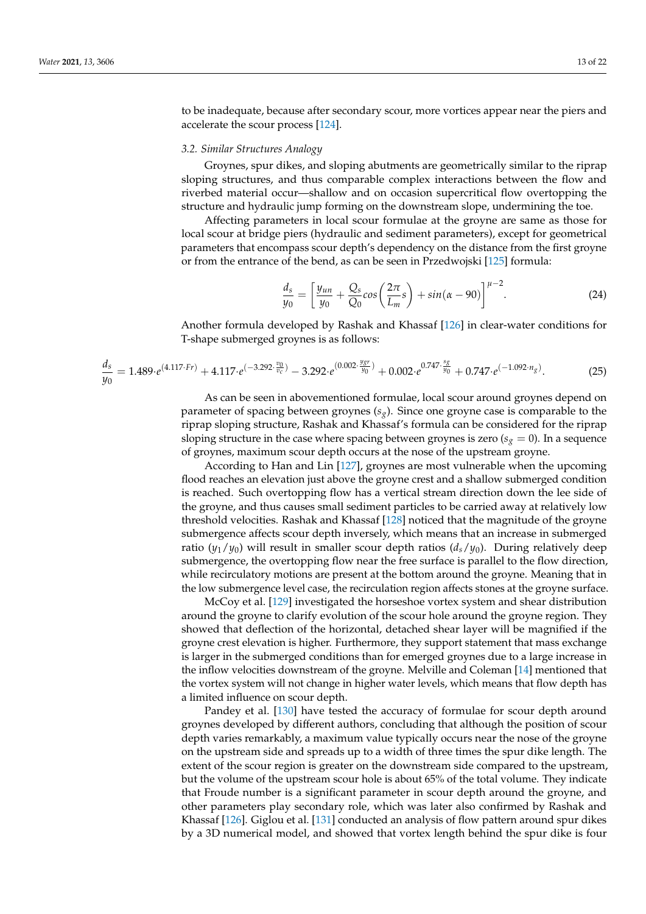to be inadequate, because after secondary scour, more vortices appear near the piers and accelerate the scour process [124].

### 3.2. Similar Structures Analogy

Groynes, spur dikes, and sloping abutments are geometrically similar to the riprap sloping structures, and thus comparable complex interactions between the flow and riverbed material occur—shallow and on occasion supercritical flow overtopping the structure and hydraulic jump forming on the downstream slope, undermining the toe.

Affecting parameters in local scour formulae at the groyne are same as those for local scour at bridge piers (hydraulic and sediment parameters), except for geometrical parameters that encompass scour depth's dependency on the distance from the first groyne or from the entrance of the bend, as can be seen in Przedwojski [125] formula:

$$\frac{d_s}{y_0} = \left[\frac{y_{un}}{y_0} + \frac{Q_s}{Q_0} cos\left(\frac{2\pi}{L_m} s\right) + sin(\alpha - 90)\right]^{\mu - 2}. \quad (24)$$

Another formula developed by Rashak and Khassaf [126] in clear-water conditions for T-shape submerged groynes is as follows:

$$\frac{d_s}{y_0} = 1.489 \cdot e^{(4.117 \cdot Fr)} + 4.117 \cdot e^{\left(-3.292 \cdot \frac{v_0}{v_c}\right)} - 3.292 \cdot e^{\left(0.002 \cdot \frac{y_{gr}}{y_0}\right)} + 0.002 \cdot e^{0.747 \cdot \frac{s_g}{y_0}} + 0.747 \cdot e^{(-1.092 \cdot n_g)}. \quad (25)$$

As can be seen in abovementioned formulae, local scour around groynes depend on parameter of spacing between groynes ($s_g$). Since one groyne case is comparable to the riprap sloping structure, Rashak and Khassaf's formula can be considered for the riprap sloping structure in the case where spacing between groynes is zero ($s_g = 0$). In a sequence of groynes, maximum scour depth occurs at the nose of the upstream groyne.

According to Han and Lin [127], groynes are most vulnerable when the upcoming flood reaches an elevation just above the groyne crest and a shallow submerged condition is reached. Such overtopping flow has a vertical stream direction down the lee side of the groyne, and thus causes small sediment particles to be carried away at relatively low threshold velocities. Rashak and Khassaf [128] noticed that the magnitude of the groyne submergence affects scour depth inversely, which means that an increase in submerged ratio ($y_1/y_0$) will result in smaller scour depth ratios ($d_s/y_0$). During relatively deep submergence, the overtopping flow near the free surface is parallel to the flow direction, while recirculatory motions are present at the bottom around the groyne. Meaning that in the low submergence level case, the recirculation region affects stones at the groyne surface.

McCoy et al. [129] investigated the horseshoe vortex system and shear distribution around the groyne to clarify evolution of the scour hole around the groyne region. They showed that deflection of the horizontal, detached shear layer will be magnified if the groyne crest elevation is higher. Furthermore, they support statement that mass exchange is larger in the submerged conditions than for emerged groynes due to a large increase in the inflow velocities downstream of the groyne. Melville and Coleman [14] mentioned that the vortex system will not change in higher water levels, which means that flow depth has a limited influence on scour depth.

Pandey et al. [130] have tested the accuracy of formulae for scour depth around groynes developed by different authors, concluding that although the position of scour depth varies remarkably, a maximum value typically occurs near the nose of the groyne on the upstream side and spreads up to a width of three times the spur dike length. The extent of the scour region is greater on the downstream side compared to the upstream, but the volume of the upstream scour hole is about 65% of the total volume. They indicate that Froude number is a significant parameter in scour depth around the groyne, and other parameters play secondary role, which was later also confirmed by Rashak and Khassaf [126]. Giglou et al. [131] conducted an analysis of flow pattern around spur dikes by a 3D numerical model, and showed that vortex length behind the spur dike is four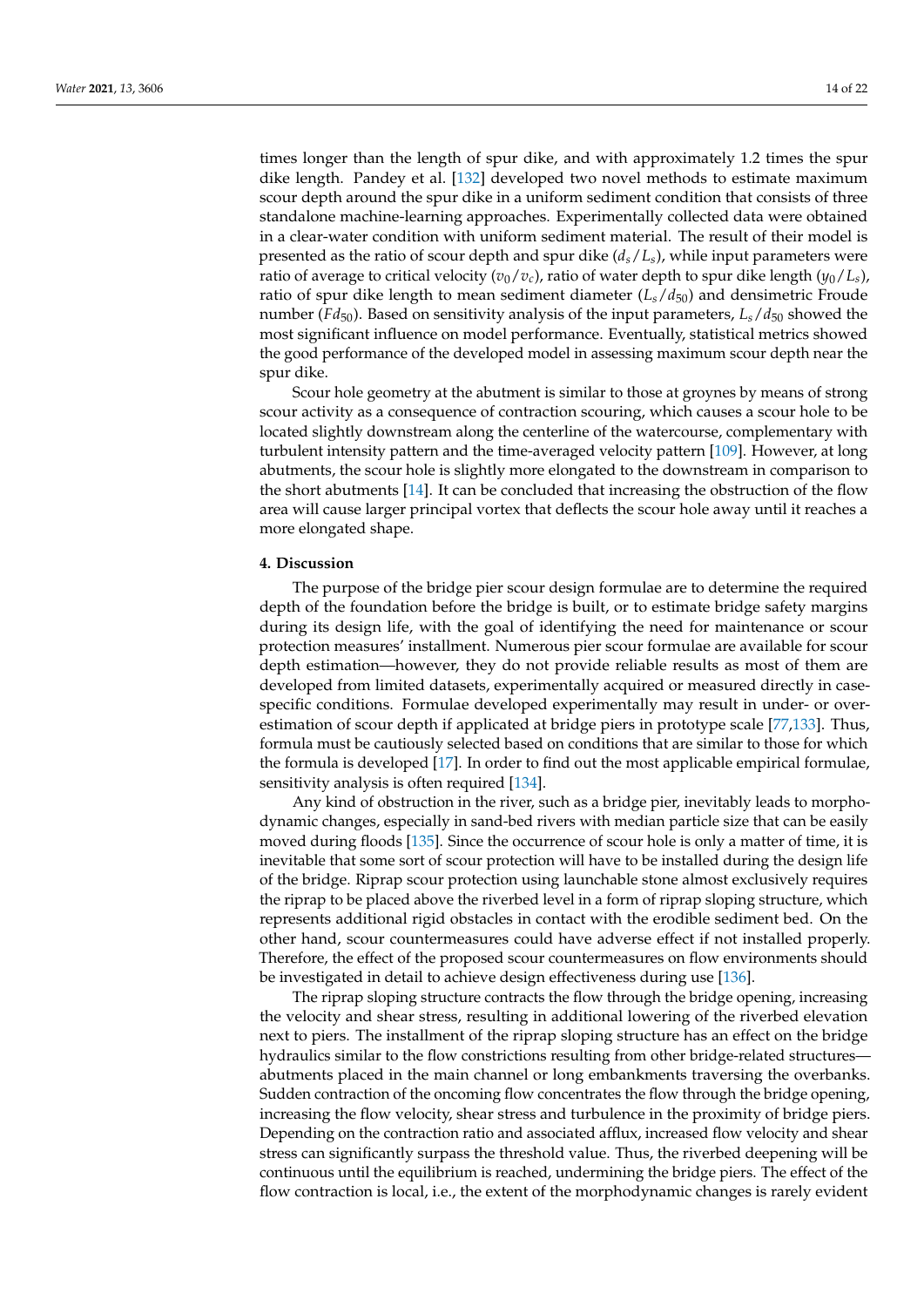times longer than the length of spur dike, and with approximately 1.2 times the spur dike length. Pandey et al. [132] developed two novel methods to estimate maximum scour depth around the spur dike in a uniform sediment condition that consists of three standalone machine-learning approaches. Experimentally collected data were obtained in a clear-water condition with uniform sediment material. The result of their model is presented as the ratio of scour depth and spur dike ($d_s/L_s$), while input parameters were ratio of average to critical velocity ($v_0/v_c$), ratio of water depth to spur dike length ($y_0/L_s$), ratio of spur dike length to mean sediment diameter ($L_s/d_{50}$) and densimetric Froude number ($Fd_{50}$). Based on sensitivity analysis of the input parameters, $L_s/d_{50}$ showed the most significant influence on model performance. Eventually, statistical metrics showed the good performance of the developed model in assessing maximum scour depth near the spur dike.

Scour hole geometry at the abutment is similar to those at groynes by means of strong scour activity as a consequence of contraction scouring, which causes a scour hole to be located slightly downstream along the centerline of the watercourse, complementary with turbulent intensity pattern and the time-averaged velocity pattern [109]. However, at long abutments, the scour hole is slightly more elongated to the downstream in comparison to the short abutments [14]. It can be concluded that increasing the obstruction of the flow area will cause larger principal vortex that deflects the scour hole away until it reaches a more elongated shape.

## 4. Discussion

The purpose of the bridge pier scour design formulae are to determine the required depth of the foundation before the bridge is built, or to estimate bridge safety margins during its design life, with the goal of identifying the need for maintenance or scour protection measures' installment. Numerous pier scour formulae are available for scour depth estimation—however, they do not provide reliable results as most of them are developed from limited datasets, experimentally acquired or measured directly in case-specific conditions. Formulae developed experimentally may result in under- or over-estimation of scour depth if applicated at bridge piers in prototype scale [77,133]. Thus, formula must be cautiously selected based on conditions that are similar to those for which the formula is developed [17]. In order to find out the most applicable empirical formulae, sensitivity analysis is often required [134].

Any kind of obstruction in the river, such as a bridge pier, inevitably leads to morphodynamic changes, especially in sand-bed rivers with median particle size that can be easily moved during floods [135]. Since the occurrence of scour hole is only a matter of time, it is inevitable that some sort of scour protection will have to be installed during the design life of the bridge. Riprap scour protection using launchable stone almost exclusively requires the riprap to be placed above the riverbed level in a form of riprap sloping structure, which represents additional rigid obstacles in contact with the erodible sediment bed. On the other hand, scour countermeasures could have adverse effect if not installed properly. Therefore, the effect of the proposed scour countermeasures on flow environments should be investigated in detail to achieve design effectiveness during use [136].

The riprap sloping structure contracts the flow through the bridge opening, increasing the velocity and shear stress, resulting in additional lowering of the riverbed elevation next to piers. The installment of the riprap sloping structure has an effect on the bridge hydraulics similar to the flow constrictions resulting from other bridge-related structures—abutments placed in the main channel or long embankments traversing the overbanks. Sudden contraction of the oncoming flow concentrates the flow through the bridge opening, increasing the flow velocity, shear stress and turbulence in the proximity of bridge piers. Depending on the contraction ratio and associated afflux, increased flow velocity and shear stress can significantly surpass the threshold value. Thus, the riverbed deepening will be continuous until the equilibrium is reached, undermining the bridge piers. The effect of the flow contraction is local, i.e., the extent of the morphodynamic changes is rarely evident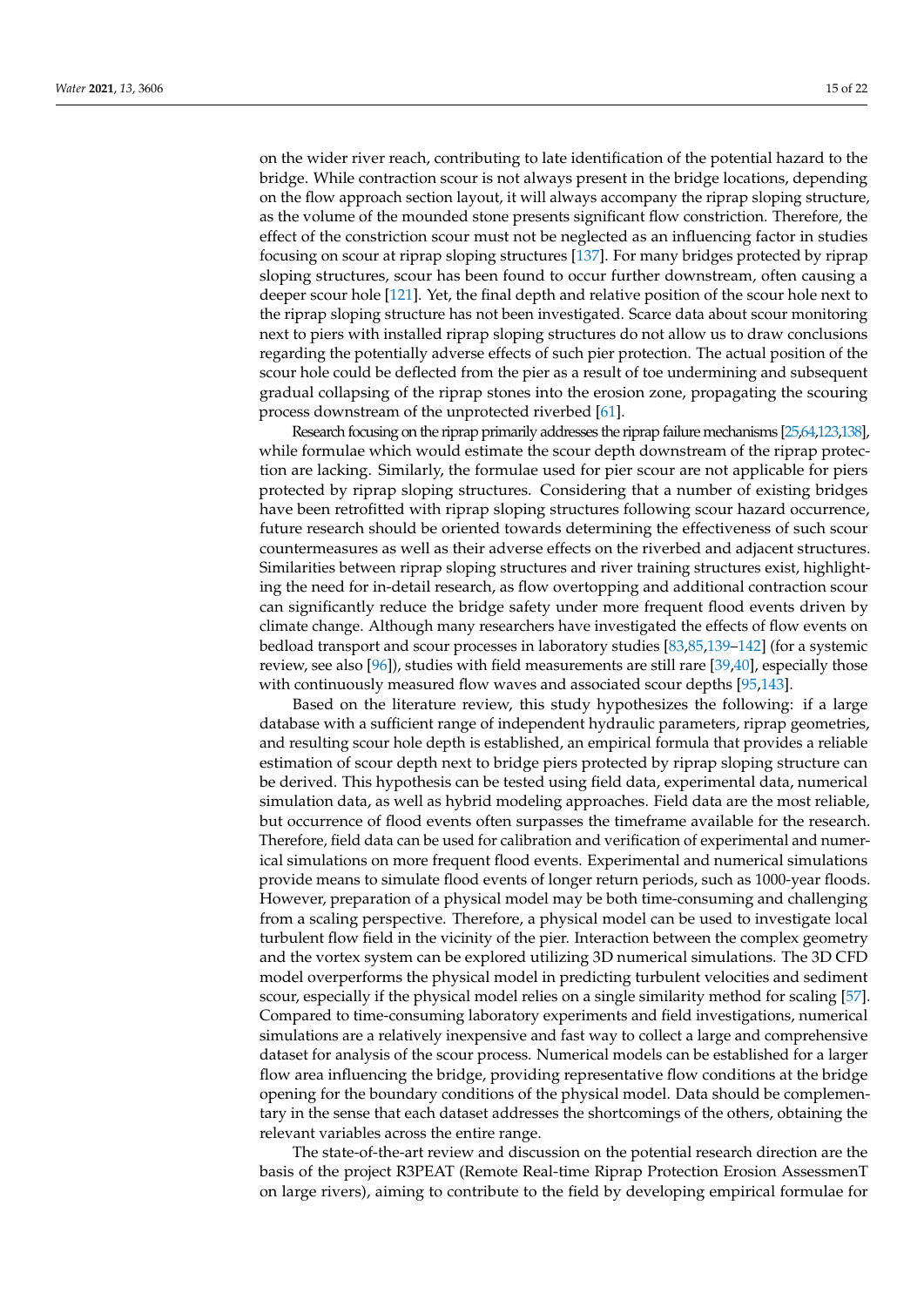on the wider river reach, contributing to late identification of the potential hazard to the bridge. While contraction scour is not always present in the bridge locations, depending on the flow approach section layout, it will always accompany the riprap sloping structure, as the volume of the mounded stone presents significant flow constriction. Therefore, the effect of the constriction scour must not be neglected as an influencing factor in studies focusing on scour at riprap sloping structures [137]. For many bridges protected by riprap sloping structures, scour has been found to occur further downstream, often causing a deeper scour hole [121]. Yet, the final depth and relative position of the scour hole next to the riprap sloping structure has not been investigated. Scarce data about scour monitoring next to piers with installed riprap sloping structures do not allow us to draw conclusions regarding the potentially adverse effects of such pier protection. The actual position of the scour hole could be deflected from the pier as a result of toe undermining and subsequent gradual collapsing of the riprap stones into the erosion zone, propagating the scouring process downstream of the unprotected riverbed [61].

Research focusing on the riprap primarily addresses the riprap failure mechanisms [25,64,123,138], while formulae which would estimate the scour depth downstream of the riprap protection are lacking. Similarly, the formulae used for pier scour are not applicable for piers protected by riprap sloping structures. Considering that a number of existing bridges have been retrofitted with riprap sloping structures following scour hazard occurrence, future research should be oriented towards determining the effectiveness of such scour countermeasures as well as their adverse effects on the riverbed and adjacent structures. Similarities between riprap sloping structures and river training structures exist, highlighting the need for in-detail research, as flow overtopping and additional contraction scour can significantly reduce the bridge safety under more frequent flood events driven by climate change. Although many researchers have investigated the effects of flow events on bedload transport and scour processes in laboratory studies [83,85,139–142] (for a systemic review, see also [96]), studies with field measurements are still rare [39,40], especially those with continuously measured flow waves and associated scour depths [95,143].

Based on the literature review, this study hypothesizes the following: if a large database with a sufficient range of independent hydraulic parameters, riprap geometries, and resulting scour hole depth is established, an empirical formula that provides a reliable estimation of scour depth next to bridge piers protected by riprap sloping structure can be derived. This hypothesis can be tested using field data, experimental data, numerical simulation data, as well as hybrid modeling approaches. Field data are the most reliable, but occurrence of flood events often surpasses the timeframe available for the research. Therefore, field data can be used for calibration and verification of experimental and numerical simulations on more frequent flood events. Experimental and numerical simulations provide means to simulate flood events of longer return periods, such as 1000-year floods. However, preparation of a physical model may be both time-consuming and challenging from a scaling perspective. Therefore, a physical model can be used to investigate local turbulent flow field in the vicinity of the pier. Interaction between the complex geometry and the vortex system can be explored utilizing 3D numerical simulations. The 3D CFD model overperforms the physical model in predicting turbulent velocities and sediment scour, especially if the physical model relies on a single similarity method for scaling [57]. Compared to time-consuming laboratory experiments and field investigations, numerical simulations are a relatively inexpensive and fast way to collect a large and comprehensive dataset for analysis of the scour process. Numerical models can be established for a larger flow area influencing the bridge, providing representative flow conditions at the bridge opening for the boundary conditions of the physical model. Data should be complementary in the sense that each dataset addresses the shortcomings of the others, obtaining the relevant variables across the entire range.

The state-of-the-art review and discussion on the potential research direction are the basis of the project R3PEAT (Remote Real-time Riprap Protection Erosion AssessmenT on large rivers), aiming to contribute to the field by developing empirical formulae for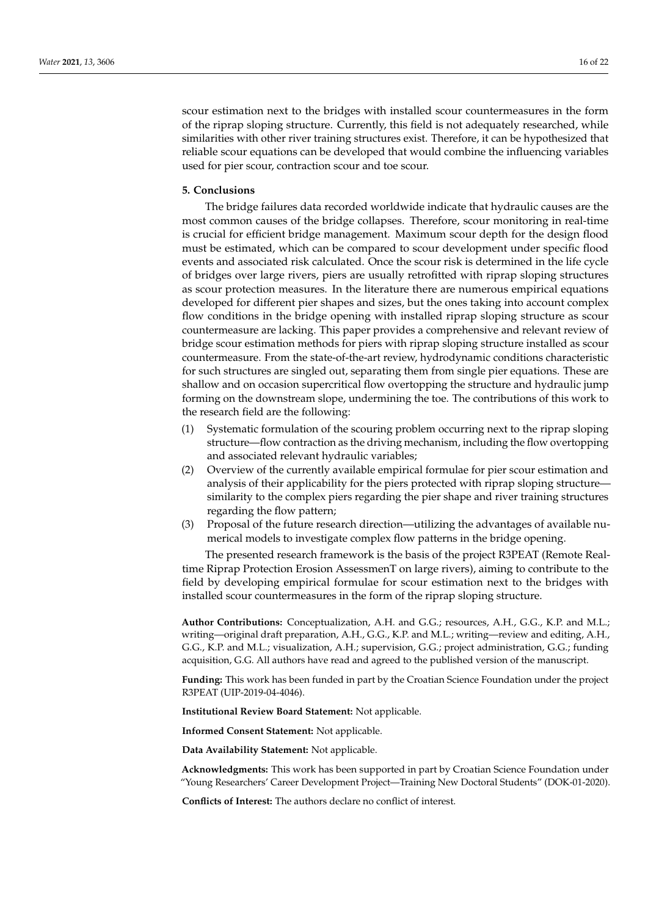scour estimation next to the bridges with installed scour countermeasures in the form of the riprap sloping structure. Currently, this field is not adequately researched, while similarities with other river training structures exist. Therefore, it can be hypothesized that reliable scour equations can be developed that would combine the influencing variables used for pier scour, contraction scour and toe scour.

## 5. Conclusions

The bridge failures data recorded worldwide indicate that hydraulic causes are the most common causes of the bridge collapses. Therefore, scour monitoring in real-time is crucial for efficient bridge management. Maximum scour depth for the design flood must be estimated, which can be compared to scour development under specific flood events and associated risk calculated. Once the scour risk is determined in the life cycle of bridges over large rivers, piers are usually retrofitted with riprap sloping structures as scour protection measures. In the literature there are numerous empirical equations developed for different pier shapes and sizes, but the ones taking into account complex flow conditions in the bridge opening with installed riprap sloping structure as scour countermeasure are lacking. This paper provides a comprehensive and relevant review of bridge scour estimation methods for piers with riprap sloping structure installed as scour countermeasure. From the state-of-the-art review, hydrodynamic conditions characteristic for such structures are singled out, separating them from single pier equations. These are shallow and on occasion supercritical flow overtopping the structure and hydraulic jump forming on the downstream slope, undermining the toe. The contributions of this work to the research field are the following:

(1) Systematic formulation of the scouring problem occurring next to the riprap sloping structure—flow contraction as the driving mechanism, including the flow overtopping and associated relevant hydraulic variables;
(2) Overview of the currently available empirical formulae for pier scour estimation and analysis of their applicability for the piers protected with riprap sloping structure—similarity to the complex piers regarding the pier shape and river training structures regarding the flow pattern;
(3) Proposal of the future research direction—utilizing the advantages of available numerical models to investigate complex flow patterns in the bridge opening.

The presented research framework is the basis of the project R3PEAT (Remote Real-time Riprap Protection Erosion AssessmenT on large rivers), aiming to contribute to the field by developing empirical formulae for scour estimation next to the bridges with installed scour countermeasures in the form of the riprap sloping structure.

**Author Contributions:** Conceptualization, A.H. and G.G.; resources, A.H., G.G., K.P. and M.L.; writing—original draft preparation, A.H., G.G., K.P. and M.L.; writing—review and editing, A.H., G.G., K.P. and M.L.; visualization, A.H.; supervision, G.G.; project administration, G.G.; funding acquisition, G.G. All authors have read and agreed to the published version of the manuscript.

**Funding:** This work has been funded in part by the Croatian Science Foundation under the project R3PEAT (UIP-2019-04-4046).

**Institutional Review Board Statement:** Not applicable.

**Informed Consent Statement:** Not applicable.

**Data Availability Statement:** Not applicable.

**Acknowledgments:** This work has been supported in part by Croatian Science Foundation under "Young Researchers' Career Development Project—Training New Doctoral Students" (DOK-01-2020).

**Conflicts of Interest:** The authors declare no conflict of interest.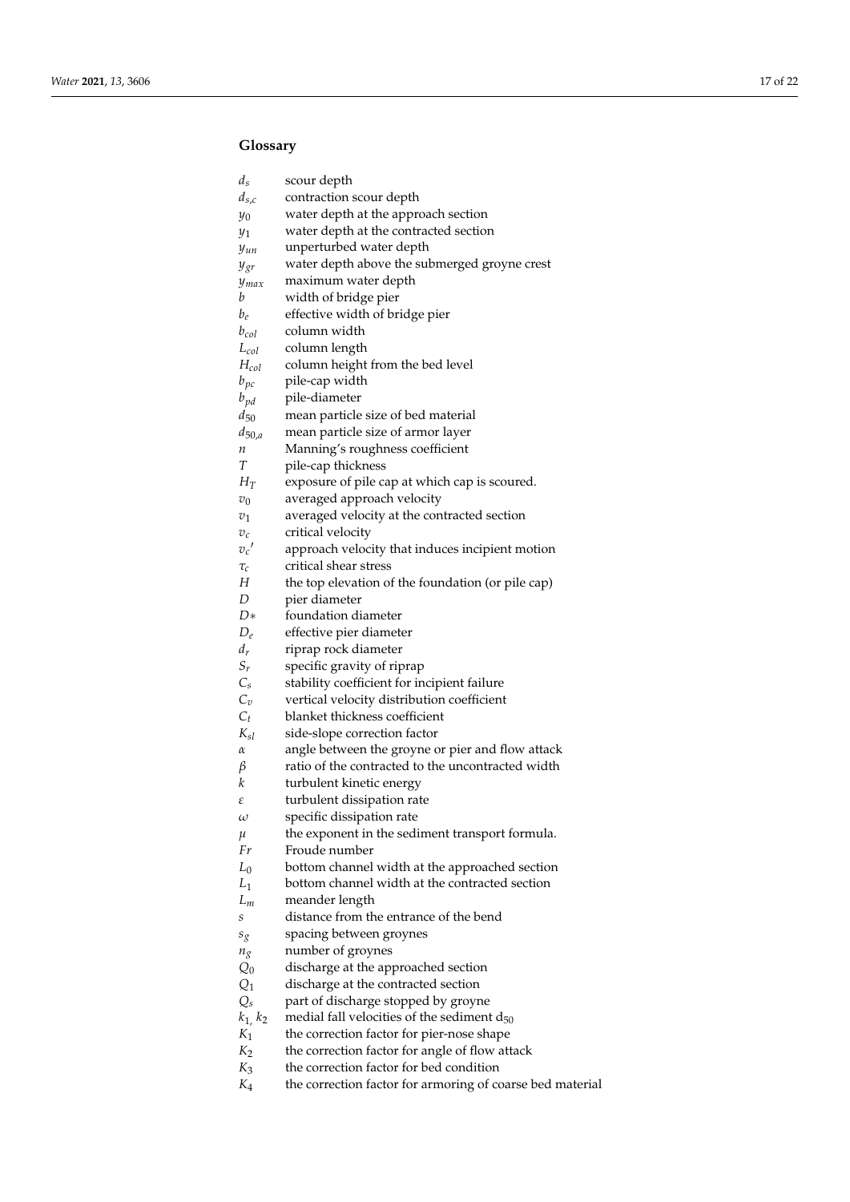## Glossary

| | |
|---|---|
| $d_s$ | scour depth |
| $d_{s,c}$ | contraction scour depth |
| $y_0$ | water depth at the approach section |
| $y_1$ | water depth at the contracted section |
| $y_{un}$ | unperturbed water depth |
| $y_{gr}$ | water depth above the submerged groyne crest |
| $y_{max}$ | maximum water depth |
| $b$ | width of bridge pier |
| $b_e$ | effective width of bridge pier |
| $b_{col}$ | column width |
| $L_{col}$ | column length |
| $H_{col}$ | column height from the bed level |
| $b_{pc}$ | pile-cap width |
| $b_{pd}$ | pile-diameter |
| $d_{50}$ | mean particle size of bed material |
| $d_{50,a}$ | mean particle size of armor layer |
| $n$ | Manning's roughness coefficient |
| $T$ | pile-cap thickness |
| $H_T$ | exposure of pile cap at which cap is scoured. |
| $v_0$ | averaged approach velocity |
| $v_1$ | averaged velocity at the contracted section |
| $v_c$ | critical velocity |
| $v_c{}'$ | approach velocity that induces incipient motion |
| $\tau_c$ | critical shear stress |
| $H$ | the top elevation of the foundation (or pile cap) |
| $D$ | pier diameter |
| $D*$ | foundation diameter |
| $D_e$ | effective pier diameter |
| $d_r$ | riprap rock diameter |
| $S_r$ | specific gravity of riprap |
| $C_s$ | stability coefficient for incipient failure |
| $C_v$ | vertical velocity distribution coefficient |
| $C_t$ | blanket thickness coefficient |
| $K_{sl}$ | side-slope correction factor |
| $\alpha$ | angle between the groyne or pier and flow attack |
| $\beta$ | ratio of the contracted to the uncontracted width |
| $k$ | turbulent kinetic energy |
| $\varepsilon$ | turbulent dissipation rate |
| $\omega$ | specific dissipation rate |
| $\mu$ | the exponent in the sediment transport formula. |
| $Fr$ | Froude number |
| $L_0$ | bottom channel width at the approached section |
| $L_1$ | bottom channel width at the contracted section |
| $L_m$ | meander length |
| $s$ | distance from the entrance of the bend |
| $s_g$ | spacing between groynes |
| $n_g$ | number of groynes |
| $Q_0$ | discharge at the approached section |
| $Q_1$ | discharge at the contracted section |
| $Q_s$ | part of discharge stopped by groyne |
| $k_1$, $k_2$ | medial fall velocities of the sediment $d_{50}$ |
| $K_1$ | the correction factor for pier-nose shape |
| $K_2$ | the correction factor for angle of flow attack |
| $K_3$ | the correction factor for bed condition |
| $K_4$ | the correction factor for armoring of coarse bed material |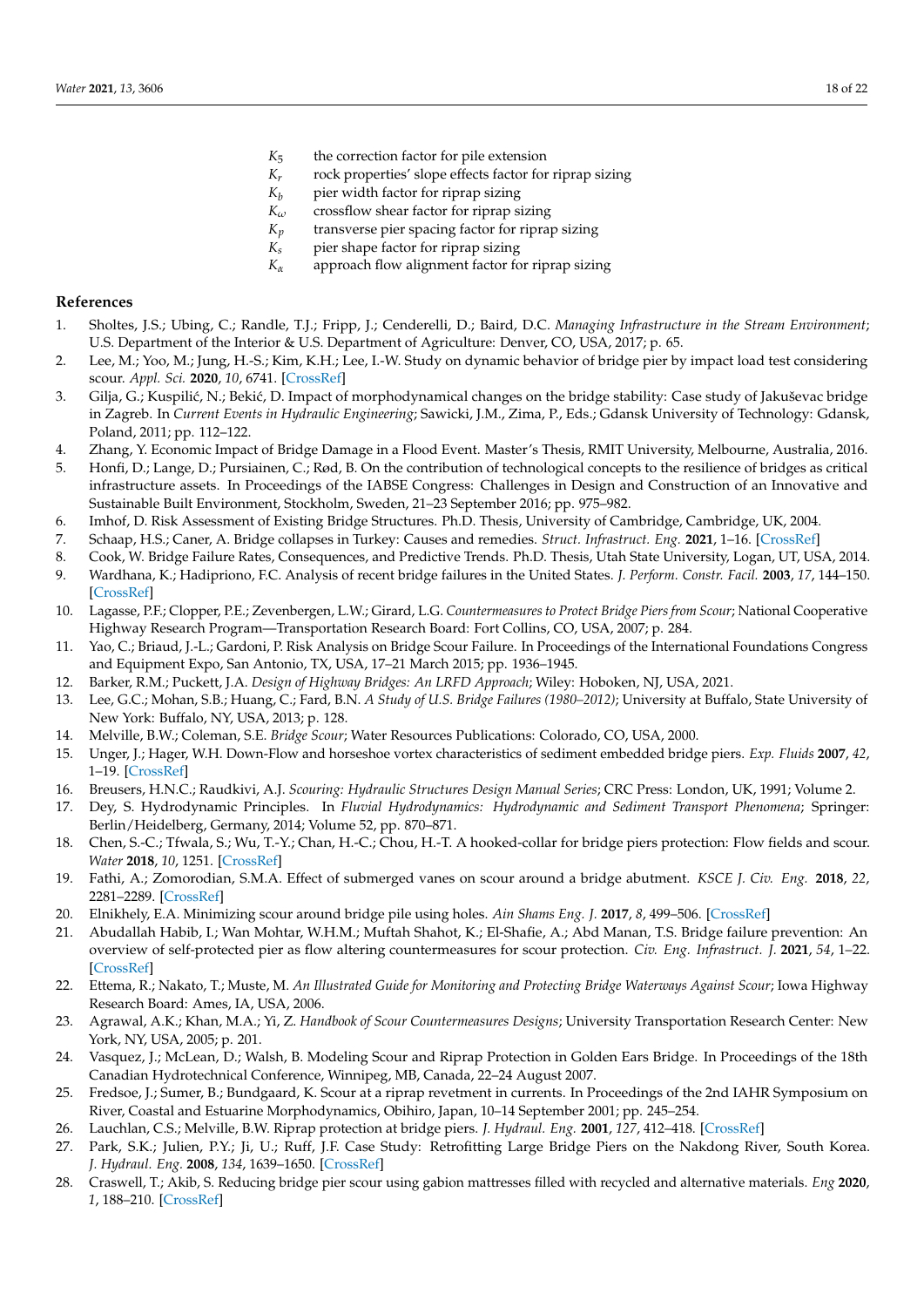$K_5$ the correction factor for pile extension
$K_r$ rock properties' slope effects factor for riprap sizing
$K_b$ pier width factor for riprap sizing
$K_\omega$ crossflow shear factor for riprap sizing
$K_p$ transverse pier spacing factor for riprap sizing
$K_s$ pier shape factor for riprap sizing
$K_\alpha$ approach flow alignment factor for riprap sizing

## References

1. Sholtes, J.S.; Ubing, C.; Randle, T.J.; Fripp, J.; Cenderelli, D.; Baird, D.C. *Managing Infrastructure in the Stream Environment*; U.S. Department of the Interior & U.S. Department of Agriculture: Denver, CO, USA, 2017; p. 65.
2. Lee, M.; Yoo, M.; Jung, H.-S.; Kim, K.H.; Lee, I.-W. Study on dynamic behavior of bridge pier by impact load test considering scour. *Appl. Sci.* **2020**, *10*, 6741. [CrossRef]
3. Gilja, G.; Kuspilić, N.; Bekić, D. Impact of morphodynamical changes on the bridge stability: Case study of Jakuševac bridge in Zagreb. In *Current Events in Hydraulic Engineering*; Sawicki, J.M., Zima, P., Eds.; Gdansk University of Technology: Gdansk, Poland, 2011; pp. 112–122.
4. Zhang, Y. Economic Impact of Bridge Damage in a Flood Event. Master's Thesis, RMIT University, Melbourne, Australia, 2016.
5. Honfi, D.; Lange, D.; Pursiainen, C.; Rød, B. On the contribution of technological concepts to the resilience of bridges as critical infrastructure assets. In Proceedings of the IABSE Congress: Challenges in Design and Construction of an Innovative and Sustainable Built Environment, Stockholm, Sweden, 21–23 September 2016; pp. 975–982.
6. Imhof, D. Risk Assessment of Existing Bridge Structures. Ph.D. Thesis, University of Cambridge, Cambridge, UK, 2004.
7. Schaap, H.S.; Caner, A. Bridge collapses in Turkey: Causes and remedies. *Struct. Infrastruct. Eng.* **2021**, 1–16. [CrossRef]
8. Cook, W. Bridge Failure Rates, Consequences, and Predictive Trends. Ph.D. Thesis, Utah State University, Logan, UT, USA, 2014.
9. Wardhana, K.; Hadipriono, F.C. Analysis of recent bridge failures in the United States. *J. Perform. Constr. Facil.* **2003**, *17*, 144–150. [CrossRef]
10. Lagasse, P.F.; Clopper, P.E.; Zevenbergen, L.W.; Girard, L.G. *Countermeasures to Protect Bridge Piers from Scour*; National Cooperative Highway Research Program—Transportation Research Board: Fort Collins, CO, USA, 2007; p. 284.
11. Yao, C.; Briaud, J.-L.; Gardoni, P. Risk Analysis on Bridge Scour Failure. In Proceedings of the International Foundations Congress and Equipment Expo, San Antonio, TX, USA, 17–21 March 2015; pp. 1936–1945.
12. Barker, R.M.; Puckett, J.A. *Design of Highway Bridges: An LRFD Approach*; Wiley: Hoboken, NJ, USA, 2021.
13. Lee, G.C.; Mohan, S.B.; Huang, C.; Fard, B.N. *A Study of U.S. Bridge Failures (1980–2012)*; University at Buffalo, State University of New York: Buffalo, NY, USA, 2013; p. 128.
14. Melville, B.W.; Coleman, S.E. *Bridge Scour*; Water Resources Publications: Colorado, CO, USA, 2000.
15. Unger, J.; Hager, W.H. Down-Flow and horseshoe vortex characteristics of sediment embedded bridge piers. *Exp. Fluids* **2007**, *42*, 1–19. [CrossRef]
16. Breusers, H.N.C.; Raudkivi, A.J. *Scouring: Hydraulic Structures Design Manual Series*; CRC Press: London, UK, 1991; Volume 2.
17. Dey, S. Hydrodynamic Principles. In *Fluvial Hydrodynamics: Hydrodynamic and Sediment Transport Phenomena*; Springer: Berlin/Heidelberg, Germany, 2014; Volume 52, pp. 870–871.
18. Chen, S.-C.; Tfwala, S.; Wu, T.-Y.; Chan, H.-C.; Chou, H.-T. A hooked-collar for bridge piers protection: Flow fields and scour. *Water* **2018**, *10*, 1251. [CrossRef]
19. Fathi, A.; Zomorodian, S.M.A. Effect of submerged vanes on scour around a bridge abutment. *KSCE J. Civ. Eng.* **2018**, *22*, 2281–2289. [CrossRef]
20. Elnikhely, E.A. Minimizing scour around bridge pile using holes. *Ain Shams Eng. J.* **2017**, *8*, 499–506. [CrossRef]
21. Abdullah Habib, I.; Wan Mohtar, W.H.M.; Muftah Shahot, K.; El-Shafie, A.; Abd Manan, T.S. Bridge failure prevention: An overview of self-protected pier as flow altering countermeasures for scour protection. *Civ. Eng. Infrastruct. J.* **2021**, *54*, 1–22. [CrossRef]
22. Ettema, R.; Nakato, T.; Muste, M. *An Illustrated Guide for Monitoring and Protecting Bridge Waterways Against Scour*; Iowa Highway Research Board: Ames, IA, USA, 2006.
23. Agrawal, A.K.; Khan, M.A.; Yi, Z. *Handbook of Scour Countermeasures Designs*; University Transportation Research Center: New York, NY, USA, 2005; p. 201.
24. Vasquez, J.; McLean, D.; Walsh, B. Modeling Scour and Riprap Protection in Golden Ears Bridge. In Proceedings of the 18th Canadian Hydrotechnical Conference, Winnipeg, MB, Canada, 22–24 August 2007.
25. Fredsoe, J.; Sumer, B.; Bundgaard, K. Scour at a riprap revetment in currents. In Proceedings of the 2nd IAHR Symposium on River, Coastal and Estuarine Morphodynamics, Obihiro, Japan, 10–14 September 2001; pp. 245–254.
26. Lauchlan, C.S.; Melville, B.W. Riprap protection at bridge piers. *J. Hydraul. Eng.* **2001**, *127*, 412–418. [CrossRef]
27. Park, S.K.; Julien, P.Y.; Ji, U.; Ruff, J.F. Case Study: Retrofitting Large Bridge Piers on the Nakdong River, South Korea. *J. Hydraul. Eng.* **2008**, *134*, 1639–1650. [CrossRef]
28. Craswell, T.; Akib, S. Reducing bridge pier scour using gabion mattresses filled with recycled and alternative materials. *Eng* **2020**, *1*, 188–210. [CrossRef]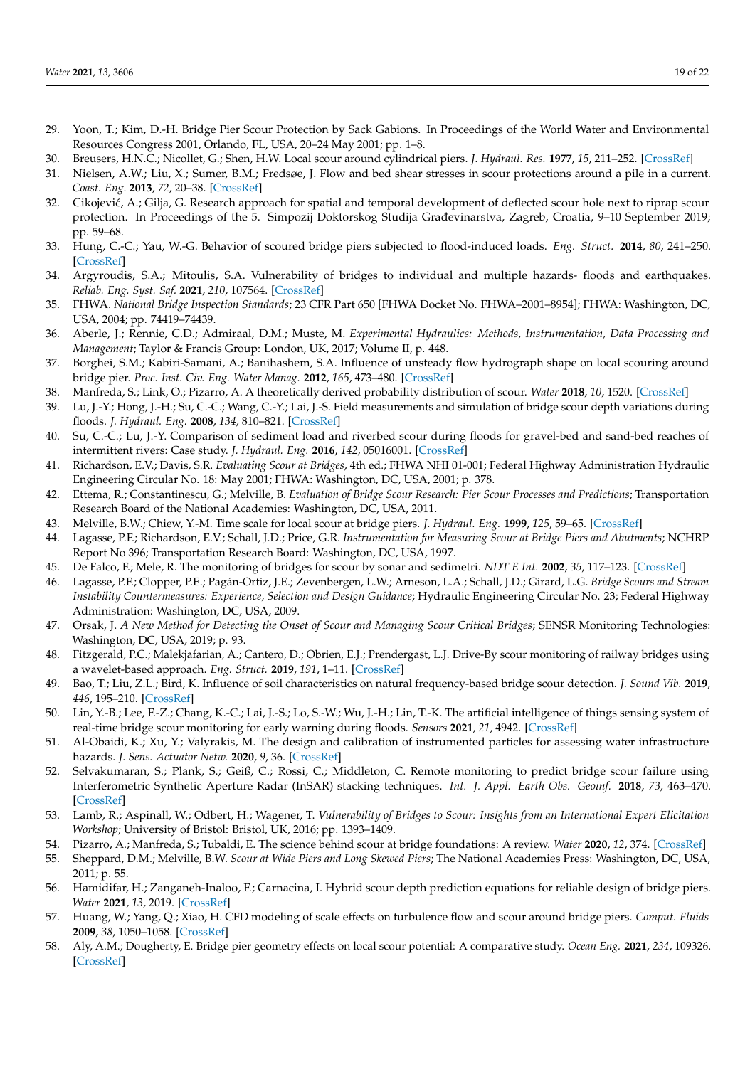29. Yoon, T.; Kim, D.-H. Bridge Pier Scour Protection by Sack Gabions. In Proceedings of the World Water and Environmental Resources Congress 2001, Orlando, FL, USA, 20–24 May 2001; pp. 1–8.
30. Breusers, H.N.C.; Nicollet, G.; Shen, H.W. Local scour around cylindrical piers. *J. Hydraul. Res.* **1977**, *15*, 211–252. [CrossRef]
31. Nielsen, A.W.; Liu, X.; Sumer, B.M.; Fredsøe, J. Flow and bed shear stresses in scour protections around a pile in a current. *Coast. Eng.* **2013**, *72*, 20–38. [CrossRef]
32. Cikojević, A.; Gilja, G. Research approach for spatial and temporal development of deflected scour hole next to riprap scour protection. In Proceedings of the 5. Simpozij Doktorskog Studija Građevinarstva, Zagreb, Croatia, 9–10 September 2019; pp. 59–68.
33. Hung, C.-C.; Yau, W.-G. Behavior of scoured bridge piers subjected to flood-induced loads. *Eng. Struct.* **2014**, *80*, 241–250. [CrossRef]
34. Argyroudis, S.A.; Mitoulis, S.A. Vulnerability of bridges to individual and multiple hazards- floods and earthquakes. *Reliab. Eng. Syst. Saf.* **2021**, *210*, 107564. [CrossRef]
35. FHWA. *National Bridge Inspection Standards*; 23 CFR Part 650 [FHWA Docket No. FHWA–2001–8954]; FHWA: Washington, DC, USA, 2004; pp. 74419–74439.
36. Aberle, J.; Rennie, C.D.; Admiraal, D.M.; Muste, M. *Experimental Hydraulics: Methods, Instrumentation, Data Processing and Management*; Taylor & Francis Group: London, UK, 2017; Volume II, p. 448.
37. Borghei, S.M.; Kabiri-Samani, A.; Banihashem, S.A. Influence of unsteady flow hydrograph shape on local scouring around bridge pier. *Proc. Inst. Civ. Eng. Water Manag.* **2012**, *165*, 473–480. [CrossRef]
38. Manfreda, S.; Link, O.; Pizarro, A. A theoretically derived probability distribution of scour. *Water* **2018**, *10*, 1520. [CrossRef]
39. Lu, J.-Y.; Hong, J.-H.; Su, C.-C.; Wang, C.-Y.; Lai, J.-S. Field measurements and simulation of bridge scour depth variations during floods. *J. Hydraul. Eng.* **2008**, *134*, 810–821. [CrossRef]
40. Su, C.-C.; Lu, J.-Y. Comparison of sediment load and riverbed scour during floods for gravel-bed and sand-bed reaches of intermittent rivers: Case study. *J. Hydraul. Eng.* **2016**, *142*, 05016001. [CrossRef]
41. Richardson, E.V.; Davis, S.R. *Evaluating Scour at Bridges*, 4th ed.; FHWA NHI 01-001; Federal Highway Administration Hydraulic Engineering Circular No. 18: May 2001; FHWA: Washington, DC, USA, 2001; p. 378.
42. Ettema, R.; Constantinescu, G.; Melville, B. *Evaluation of Bridge Scour Research: Pier Scour Processes and Predictions*; Transportation Research Board of the National Academies: Washington, DC, USA, 2011.
43. Melville, B.W.; Chiew, Y.-M. Time scale for local scour at bridge piers. *J. Hydraul. Eng.* **1999**, *125*, 59–65. [CrossRef]
44. Lagasse, P.F.; Richardson, E.V.; Schall, J.D.; Price, G.R. *Instrumentation for Measuring Scour at Bridge Piers and Abutments*; NCHRP Report No 396; Transportation Research Board: Washington, DC, USA, 1997.
45. De Falco, F.; Mele, R. The monitoring of bridges for scour by sonar and sedimetri. *NDT E Int.* **2002**, *35*, 117–123. [CrossRef]
46. Lagasse, P.F.; Clopper, P.E.; Pagán-Ortiz, J.E.; Zevenbergen, L.W.; Arneson, L.A.; Schall, J.D.; Girard, L.G. *Bridge Scours and Stream Instability Countermeasures: Experience, Selection and Design Guidance*; Hydraulic Engineering Circular No. 23; Federal Highway Administration: Washington, DC, USA, 2009.
47. Orsak, J. *A New Method for Detecting the Onset of Scour and Managing Scour Critical Bridges*; SENSR Monitoring Technologies: Washington, DC, USA, 2019; p. 93.
48. Fitzgerald, P.C.; Malekjafarian, A.; Cantero, D.; Obrien, E.J.; Prendergast, L.J. Drive-By scour monitoring of railway bridges using a wavelet-based approach. *Eng. Struct.* **2019**, *191*, 1–11. [CrossRef]
49. Bao, T.; Liu, Z.L.; Bird, K. Influence of soil characteristics on natural frequency-based bridge scour detection. *J. Sound Vib.* **2019**, *446*, 195–210. [CrossRef]
50. Lin, Y.-B.; Lee, F.-Z.; Chang, K.-C.; Lai, J.-S.; Lo, S.-W.; Wu, J.-H.; Lin, T.-K. The artificial intelligence of things sensing system of real-time bridge scour monitoring for early warning during floods. *Sensors* **2021**, *21*, 4942. [CrossRef]
51. Al-Obaidi, K.; Xu, Y.; Valyrakis, M. The design and calibration of instrumented particles for assessing water infrastructure hazards. *J. Sens. Actuator Netw.* **2020**, *9*, 36. [CrossRef]
52. Selvakumaran, S.; Plank, S.; Geiß, C.; Rossi, C.; Middleton, C. Remote monitoring to predict bridge scour failure using Interferometric Synthetic Aperture Radar (InSAR) stacking techniques. *Int. J. Appl. Earth Obs. Geoinf.* **2018**, *73*, 463–470. [CrossRef]
53. Lamb, R.; Aspinall, W.; Odbert, H.; Wagener, T. *Vulnerability of Bridges to Scour: Insights from an International Expert Elicitation Workshop*; University of Bristol: Bristol, UK, 2016; pp. 1393–1409.
54. Pizarro, A.; Manfreda, S.; Tubaldi, E. The science behind scour at bridge foundations: A review. *Water* **2020**, *12*, 374. [CrossRef]
55. Sheppard, D.M.; Melville, B.W. *Scour at Wide Piers and Long Skewed Piers*; The National Academies Press: Washington, DC, USA, 2011; p. 55.
56. Hamidifar, H.; Zanganeh-Inaloo, F.; Carnacina, I. Hybrid scour depth prediction equations for reliable design of bridge piers. *Water* **2021**, *13*, 2019. [CrossRef]
57. Huang, W.; Yang, Q.; Xiao, H. CFD modeling of scale effects on turbulence flow and scour around bridge piers. *Comput. Fluids* **2009**, *38*, 1050–1058. [CrossRef]
58. Aly, A.M.; Dougherty, E. Bridge pier geometry effects on local scour potential: A comparative study. *Ocean Eng.* **2021**, *234*, 109326. [CrossRef]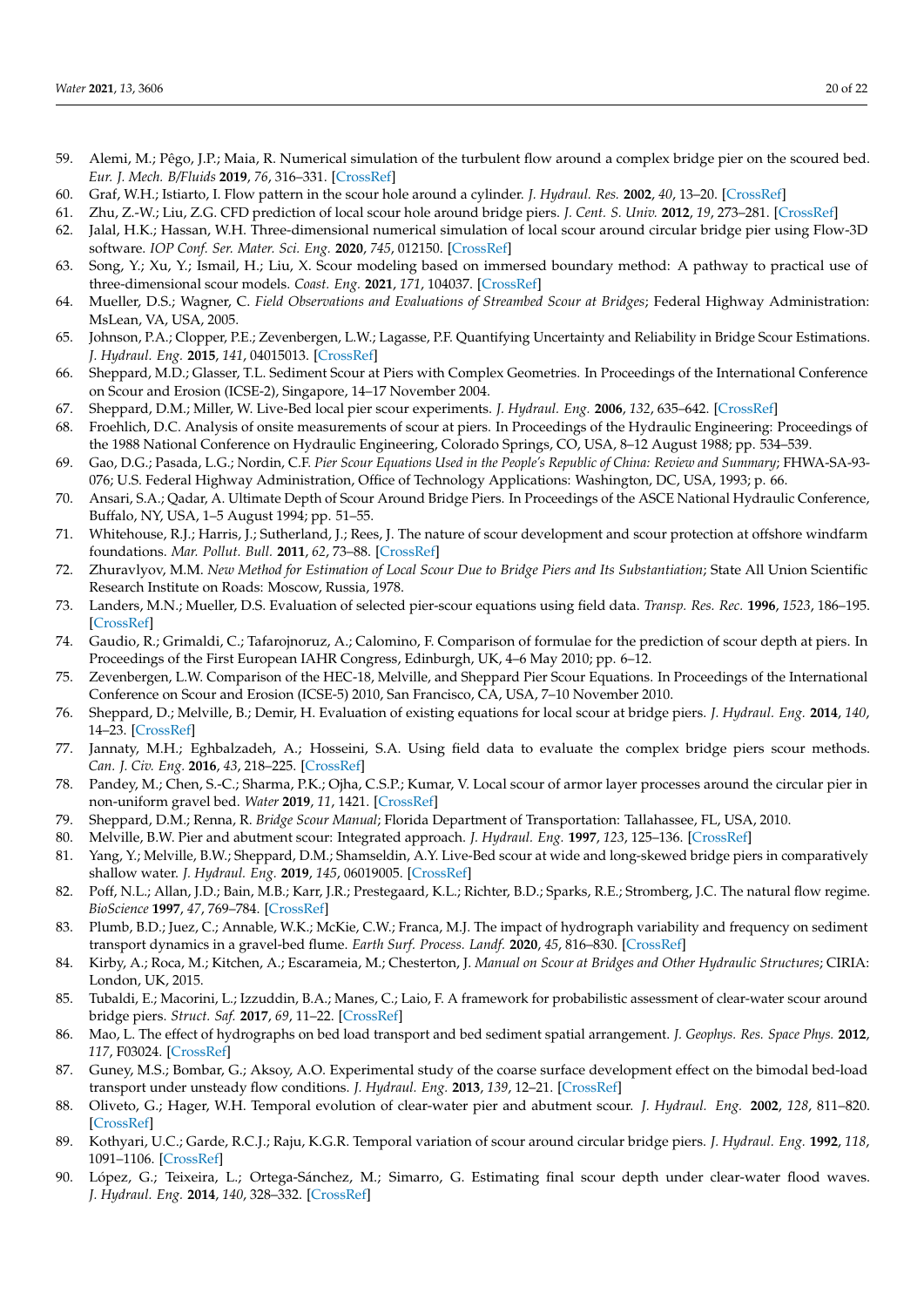59. Alemi, M.; Pêgo, J.P.; Maia, R. Numerical simulation of the turbulent flow around a complex bridge pier on the scoured bed. *Eur. J. Mech. B/Fluids* **2019**, *76*, 316–331. [CrossRef]
60. Graf, W.H.; Istiarto, I. Flow pattern in the scour hole around a cylinder. *J. Hydraul. Res.* **2002**, *40*, 13–20. [CrossRef]
61. Zhu, Z.-W.; Liu, Z.G. CFD prediction of local scour hole around bridge piers. *J. Cent. S. Univ.* **2012**, *19*, 273–281. [CrossRef]
62. Jalal, H.K.; Hassan, W.H. Three-dimensional numerical simulation of local scour around circular bridge pier using Flow-3D software. *IOP Conf. Ser. Mater. Sci. Eng.* **2020**, *745*, 012150. [CrossRef]
63. Song, Y.; Xu, Y.; Ismail, H.; Liu, X. Scour modeling based on immersed boundary method: A pathway to practical use of three-dimensional scour models. *Coast. Eng.* **2021**, *171*, 104037. [CrossRef]
64. Mueller, D.S.; Wagner, C. *Field Observations and Evaluations of Streambed Scour at Bridges*; Federal Highway Administration: MsLean, VA, USA, 2005.
65. Johnson, P.A.; Clopper, P.E.; Zevenbergen, L.W.; Lagasse, P.F. Quantifying Uncertainty and Reliability in Bridge Scour Estimations. *J. Hydraul. Eng.* **2015**, *141*, 04015013. [CrossRef]
66. Sheppard, M.D.; Glasser, T.L. Sediment Scour at Piers with Complex Geometries. In Proceedings of the International Conference on Scour and Erosion (ICSE-2), Singapore, 14–17 November 2004.
67. Sheppard, D.M.; Miller, W. Live-Bed local pier scour experiments. *J. Hydraul. Eng.* **2006**, *132*, 635–642. [CrossRef]
68. Froehlich, D.C. Analysis of onsite measurements of scour at piers. In Proceedings of the Hydraulic Engineering: Proceedings of the 1988 National Conference on Hydraulic Engineering, Colorado Springs, CO, USA, 8–12 August 1988; pp. 534–539.
69. Gao, D.G.; Pasada, L.G.; Nordin, C.F. *Pier Scour Equations Used in the People's Republic of China: Review and Summary*; FHWA-SA-93-076; U.S. Federal Highway Administration, Office of Technology Applications: Washington, DC, USA, 1993; p. 66.
70. Ansari, S.A.; Qadar, A. Ultimate Depth of Scour Around Bridge Piers. In Proceedings of the ASCE National Hydraulic Conference, Buffalo, NY, USA, 1–5 August 1994; pp. 51–55.
71. Whitehouse, R.J.; Harris, J.; Sutherland, J.; Rees, J. The nature of scour development and scour protection at offshore windfarm foundations. *Mar. Pollut. Bull.* **2011**, *62*, 73–88. [CrossRef]
72. Zhuravlyov, M.M. *New Method for Estimation of Local Scour Due to Bridge Piers and Its Substantiation*; State All Union Scientific Research Institute on Roads: Moscow, Russia, 1978.
73. Landers, M.N.; Mueller, D.S. Evaluation of selected pier-scour equations using field data. *Transp. Res. Rec.* **1996**, *1523*, 186–195. [CrossRef]
74. Gaudio, R.; Grimaldi, C.; Tafarojnoruz, A.; Calomino, F. Comparison of formulae for the prediction of scour depth at piers. In Proceedings of the First European IAHR Congress, Edinburgh, UK, 4–6 May 2010; pp. 6–12.
75. Zevenbergen, L.W. Comparison of the HEC-18, Melville, and Sheppard Pier Scour Equations. In Proceedings of the International Conference on Scour and Erosion (ICSE-5) 2010, San Francisco, CA, USA, 7–10 November 2010.
76. Sheppard, D.; Melville, B.; Demir, H. Evaluation of existing equations for local scour at bridge piers. *J. Hydraul. Eng.* **2014**, *140*, 14–23. [CrossRef]
77. Jannaty, M.H.; Eghbalzadeh, A.; Hosseini, S.A. Using field data to evaluate the complex bridge piers scour methods. *Can. J. Civ. Eng.* **2016**, *43*, 218–225. [CrossRef]
78. Pandey, M.; Chen, S.-C.; Sharma, P.K.; Ojha, C.S.P.; Kumar, V. Local scour of armor layer processes around the circular pier in non-uniform gravel bed. *Water* **2019**, *11*, 1421. [CrossRef]
79. Sheppard, D.M.; Renna, R. *Bridge Scour Manual*; Florida Department of Transportation: Tallahassee, FL, USA, 2010.
80. Melville, B.W. Pier and abutment scour: Integrated approach. *J. Hydraul. Eng.* **1997**, *123*, 125–136. [CrossRef]
81. Yang, Y.; Melville, B.W.; Sheppard, D.M.; Shamseldin, A.Y. Live-Bed scour at wide and long-skewed bridge piers in comparatively shallow water. *J. Hydraul. Eng.* **2019**, *145*, 06019005. [CrossRef]
82. Poff, N.L.; Allan, J.D.; Bain, M.B.; Karr, J.R.; Prestegaard, K.L.; Richter, B.D.; Sparks, R.E.; Stromberg, J.C. The natural flow regime. *BioScience* **1997**, *47*, 769–784. [CrossRef]
83. Plumb, B.D.; Juez, C.; Annable, W.K.; McKie, C.W.; Franca, M.J. The impact of hydrograph variability and frequency on sediment transport dynamics in a gravel-bed flume. *Earth Surf. Process. Landf.* **2020**, *45*, 816–830. [CrossRef]
84. Kirby, A.; Roca, M.; Kitchen, A.; Escarameia, M.; Chesterton, J. *Manual on Scour at Bridges and Other Hydraulic Structures*; CIRIA: London, UK, 2015.
85. Tubaldi, E.; Macorini, L.; Izzuddin, B.A.; Manes, C.; Laio, F. A framework for probabilistic assessment of clear-water scour around bridge piers. *Struct. Saf.* **2017**, *69*, 11–22. [CrossRef]
86. Mao, L. The effect of hydrographs on bed load transport and bed sediment spatial arrangement. *J. Geophys. Res. Space Phys.* **2012**, *117*, F03024. [CrossRef]
87. Guney, M.S.; Bombar, G.; Aksoy, A.O. Experimental study of the coarse surface development effect on the bimodal bed-load transport under unsteady flow conditions. *J. Hydraul. Eng.* **2013**, *139*, 12–21. [CrossRef]
88. Oliveto, G.; Hager, W.H. Temporal evolution of clear-water pier and abutment scour. *J. Hydraul. Eng.* **2002**, *128*, 811–820. [CrossRef]
89. Kothyari, U.C.; Garde, R.C.J.; Raju, K.G.R. Temporal variation of scour around circular bridge piers. *J. Hydraul. Eng.* **1992**, *118*, 1091–1106. [CrossRef]
90. López, G.; Teixeira, L.; Ortega-Sánchez, M.; Simarro, G. Estimating final scour depth under clear-water flood waves. *J. Hydraul. Eng.* **2014**, *140*, 328–332. [CrossRef]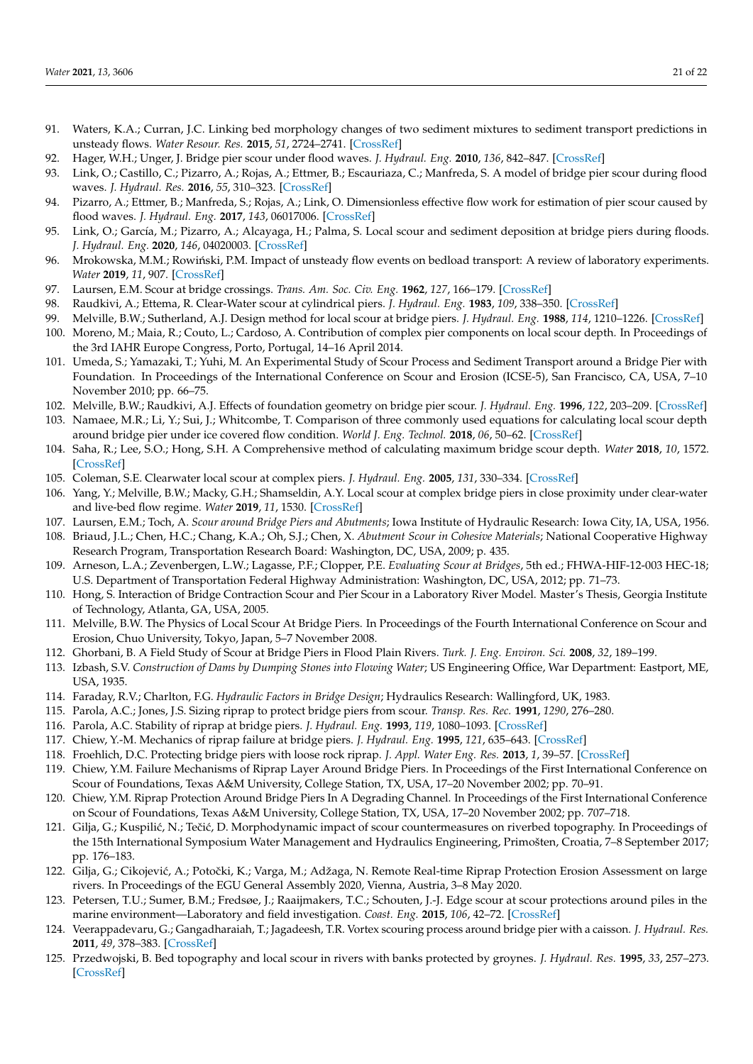91. Waters, K.A.; Curran, J.C. Linking bed morphology changes of two sediment mixtures to sediment transport predictions in unsteady flows. *Water Resour. Res.* **2015**, *51*, 2724–2741. [CrossRef]
92. Hager, W.H.; Unger, J. Bridge pier scour under flood waves. *J. Hydraul. Eng.* **2010**, *136*, 842–847. [CrossRef]
93. Link, O.; Castillo, C.; Pizarro, A.; Rojas, A.; Ettmer, B.; Escauriaza, C.; Manfreda, S. A model of bridge pier scour during flood waves. *J. Hydraul. Res.* **2016**, *55*, 310–323. [CrossRef]
94. Pizarro, A.; Ettmer, B.; Manfreda, S.; Rojas, A.; Link, O. Dimensionless effective flow work for estimation of pier scour caused by flood waves. *J. Hydraul. Eng.* **2017**, *143*, 06017006. [CrossRef]
95. Link, O.; García, M.; Pizarro, A.; Alcayaga, H.; Palma, S. Local scour and sediment deposition at bridge piers during floods. *J. Hydraul. Eng.* **2020**, *146*, 04020003. [CrossRef]
96. Mrokowska, M.M.; Rowiński, P.M. Impact of unsteady flow events on bedload transport: A review of laboratory experiments. *Water* **2019**, *11*, 907. [CrossRef]
97. Laursen, E.M. Scour at bridge crossings. *Trans. Am. Soc. Civ. Eng.* **1962**, *127*, 166–179. [CrossRef]
98. Raudkivi, A.; Ettema, R. Clear-Water scour at cylindrical piers. *J. Hydraul. Eng.* **1983**, *109*, 338–350. [CrossRef]
99. Melville, B.W.; Sutherland, A.J. Design method for local scour at bridge piers. *J. Hydraul. Eng.* **1988**, *114*, 1210–1226. [CrossRef]
100. Moreno, M.; Maia, R.; Couto, L.; Cardoso, A. Contribution of complex pier components on local scour depth. In Proceedings of the 3rd IAHR Europe Congress, Porto, Portugal, 14–16 April 2014.
101. Umeda, S.; Yamazaki, T.; Yuhi, M. An Experimental Study of Scour Process and Sediment Transport around a Bridge Pier with Foundation. In Proceedings of the International Conference on Scour and Erosion (ICSE-5), San Francisco, CA, USA, 7–10 November 2010; pp. 66–75.
102. Melville, B.W.; Raudkivi, A.J. Effects of foundation geometry on bridge pier scour. *J. Hydraul. Eng.* **1996**, *122*, 203–209. [CrossRef]
103. Namaee, M.R.; Li, Y.; Sui, J.; Whitcombe, T. Comparison of three commonly used equations for calculating local scour depth around bridge pier under ice covered flow condition. *World J. Eng. Technol.* **2018**, *06*, 50–62. [CrossRef]
104. Saha, R.; Lee, S.O.; Hong, S.H. A Comprehensive method of calculating maximum bridge scour depth. *Water* **2018**, *10*, 1572. [CrossRef]
105. Coleman, S.E. Clearwater local scour at complex piers. *J. Hydraul. Eng.* **2005**, *131*, 330–334. [CrossRef]
106. Yang, Y.; Melville, B.W.; Macky, G.H.; Shamseldin, A.Y. Local scour at complex bridge piers in close proximity under clear-water and live-bed flow regime. *Water* **2019**, *11*, 1530. [CrossRef]
107. Laursen, E.M.; Toch, A. *Scour around Bridge Piers and Abutments*; Iowa Institute of Hydraulic Research: Iowa City, IA, USA, 1956.
108. Briaud, J.L.; Chen, H.C.; Chang, K.A.; Oh, S.J.; Chen, X. *Abutment Scour in Cohesive Materials*; National Cooperative Highway Research Program, Transportation Research Board: Washington, DC, USA, 2009; p. 435.
109. Arneson, L.A.; Zevenbergen, L.W.; Lagasse, P.F.; Clopper, P.E. *Evaluating Scour at Bridges*, 5th ed.; FHWA-HIF-12-003 HEC-18; U.S. Department of Transportation Federal Highway Administration: Washington, DC, USA, 2012; pp. 71–73.
110. Hong, S. Interaction of Bridge Contraction Scour and Pier Scour in a Laboratory River Model. Master's Thesis, Georgia Institute of Technology, Atlanta, GA, USA, 2005.
111. Melville, B.W. The Physics of Local Scour At Bridge Piers. In Proceedings of the Fourth International Conference on Scour and Erosion, Chuo University, Tokyo, Japan, 5–7 November 2008.
112. Ghorbani, B. A Field Study of Scour at Bridge Piers in Flood Plain Rivers. *Turk. J. Eng. Environ. Sci.* **2008**, *32*, 189–199.
113. Izbash, S.V. *Construction of Dams by Dumping Stones into Flowing Water*; US Engineering Office, War Department: Eastport, ME, USA, 1935.
114. Faraday, R.V.; Charlton, F.G. *Hydraulic Factors in Bridge Design*; Hydraulics Research: Wallingford, UK, 1983.
115. Parola, A.C.; Jones, J.S. Sizing riprap to protect bridge piers from scour. *Transp. Res. Rec.* **1991**, *1290*, 276–280.
116. Parola, A.C. Stability of riprap at bridge piers. *J. Hydraul. Eng.* **1993**, *119*, 1080–1093. [CrossRef]
117. Chiew, Y.-M. Mechanics of riprap failure at bridge piers. *J. Hydraul. Eng.* **1995**, *121*, 635–643. [CrossRef]
118. Froehlich, D.C. Protecting bridge piers with loose rock riprap. *J. Appl. Water Eng. Res.* **2013**, *1*, 39–57. [CrossRef]
119. Chiew, Y.M. Failure Mechanisms of Riprap Layer Around Bridge Piers. In Proceedings of the First International Conference on Scour of Foundations, Texas A&M University, College Station, TX, USA, 17–20 November 2002; pp. 70–91.
120. Chiew, Y.M. Riprap Protection Around Bridge Piers In A Degrading Channel. In Proceedings of the First International Conference on Scour of Foundations, Texas A&M University, College Station, TX, USA, 17–20 November 2002; pp. 707–718.
121. Gilja, G.; Kuspilić, N.; Tečić, D. Morphodynamic impact of scour countermeasures on riverbed topography. In Proceedings of the 15th International Symposium Water Management and Hydraulics Engineering, Primošten, Croatia, 7–8 September 2017; pp. 176–183.
122. Gilja, G.; Cikojević, A.; Potočki, K.; Varga, M.; Adžaga, N. Remote Real-time Riprap Protection Erosion Assessment on large rivers. In Proceedings of the EGU General Assembly 2020, Vienna, Austria, 3–8 May 2020.
123. Petersen, T.U.; Sumer, B.M.; Fredsøe, J.; Raaijmakers, T.C.; Schouten, J.-J. Edge scour at scour protections around piles in the marine environment—Laboratory and field investigation. *Coast. Eng.* **2015**, *106*, 42–72. [CrossRef]
124. Veerappadevaru, G.; Gangadharaiah, T.; Jagadeesh, T.R. Vortex scouring process around bridge pier with a caisson. *J. Hydraul. Res.* **2011**, *49*, 378–383. [CrossRef]
125. Przedwojski, B. Bed topography and local scour in rivers with banks protected by groynes. *J. Hydraul. Res.* **1995**, *33*, 257–273. [CrossRef]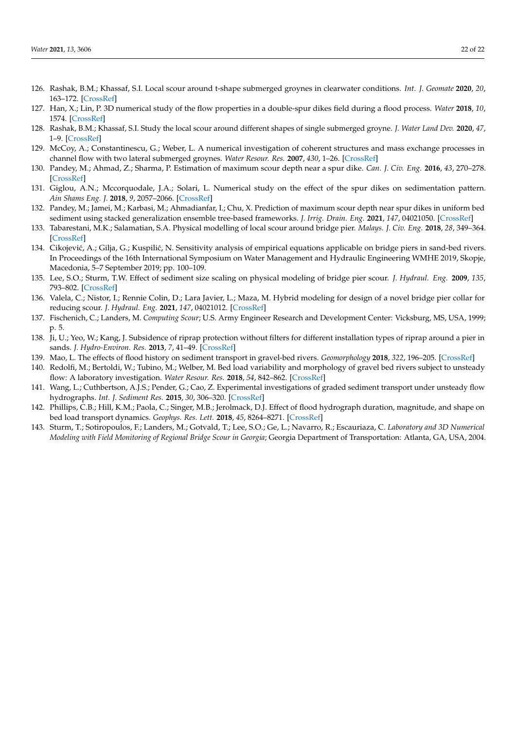126. Rashak, B.M.; Khassaf, S.I. Local scour around t-shape submerged groynes in clearwater conditions. *Int. J. Geomate* **2020**, *20*, 163–172. [CrossRef]
127. Han, X.; Lin, P. 3D numerical study of the flow properties in a double-spur dikes field during a flood process. *Water* **2018**, *10*, 1574. [CrossRef]
128. Rashak, B.M.; Khassaf, S.I. Study the local scour around different shapes of single submerged groyne. *J. Water Land Dev.* **2020**, *47*, 1–9. [CrossRef]
129. McCoy, A.; Constantinescu, G.; Weber, L. A numerical investigation of coherent structures and mass exchange processes in channel flow with two lateral submerged groynes. *Water Resour. Res.* **2007**, *430*, 1–26. [CrossRef]
130. Pandey, M.; Ahmad, Z.; Sharma, P. Estimation of maximum scour depth near a spur dike. *Can. J. Civ. Eng.* **2016**, *43*, 270–278. [CrossRef]
131. Giglou, A.N.; Mccorquodale, J.A.; Solari, L. Numerical study on the effect of the spur dikes on sedimentation pattern. *Ain Shams Eng. J.* **2018**, *9*, 2057–2066. [CrossRef]
132. Pandey, M.; Jamei, M.; Karbasi, M.; Ahmadianfar, I.; Chu, X. Prediction of maximum scour depth near spur dikes in uniform bed sediment using stacked generalization ensemble tree-based frameworks. *J. Irrig. Drain. Eng.* **2021**, *147*, 04021050. [CrossRef]
133. Tabarestani, M.K.; Salamatian, S.A. Physical modelling of local scour around bridge pier. *Malays. J. Civ. Eng.* **2018**, *28*, 349–364. [CrossRef]
134. Cikojević, A.; Gilja, G.; Kuspilić, N. Sensitivity analysis of empirical equations applicable on bridge piers in sand-bed rivers. In Proceedings of the 16th International Symposium on Water Management and Hydraulic Engineering WMHE 2019, Skopje, Macedonia, 5–7 September 2019; pp. 100–109.
135. Lee, S.O.; Sturm, T.W. Effect of sediment size scaling on physical modeling of bridge pier scour. *J. Hydraul. Eng.* **2009**, *135*, 793–802. [CrossRef]
136. Valela, C.; Nistor, I.; Rennie Colin, D.; Lara Javier, L.; Maza, M. Hybrid modeling for design of a novel bridge pier collar for reducing scour. *J. Hydraul. Eng.* **2021**, *147*, 04021012. [CrossRef]
137. Fischenich, C.; Landers, M. *Computing Scour*; U.S. Army Engineer Research and Development Center: Vicksburg, MS, USA, 1999; p. 5.
138. Ji, U.; Yeo, W.; Kang, J. Subsidence of riprap protection without filters for different installation types of riprap around a pier in sands. *J. Hydro-Environ. Res.* **2013**, *7*, 41–49. [CrossRef]
139. Mao, L. The effects of flood history on sediment transport in gravel-bed rivers. *Geomorphology* **2018**, *322*, 196–205. [CrossRef]
140. Redolfi, M.; Bertoldi, W.; Tubino, M.; Welber, M. Bed load variability and morphology of gravel bed rivers subject to unsteady flow: A laboratory investigation. *Water Resour. Res.* **2018**, *54*, 842–862. [CrossRef]
141. Wang, L.; Cuthbertson, A.J.S.; Pender, G.; Cao, Z. Experimental investigations of graded sediment transport under unsteady flow hydrographs. *Int. J. Sediment Res.* **2015**, *30*, 306–320. [CrossRef]
142. Phillips, C.B.; Hill, K.M.; Paola, C.; Singer, M.B.; Jerolmack, D.J. Effect of flood hydrograph duration, magnitude, and shape on bed load transport dynamics. *Geophys. Res. Lett.* **2018**, *45*, 8264–8271. [CrossRef]
143. Sturm, T.; Sotiropoulos, F.; Landers, M.; Gotvald, T.; Lee, S.O.; Ge, L.; Navarro, R.; Escauriaza, C. *Laboratory and 3D Numerical Modeling with Field Monitoring of Regional Bridge Scour in Georgia*; Georgia Department of Transportation: Atlanta, GA, USA, 2004.